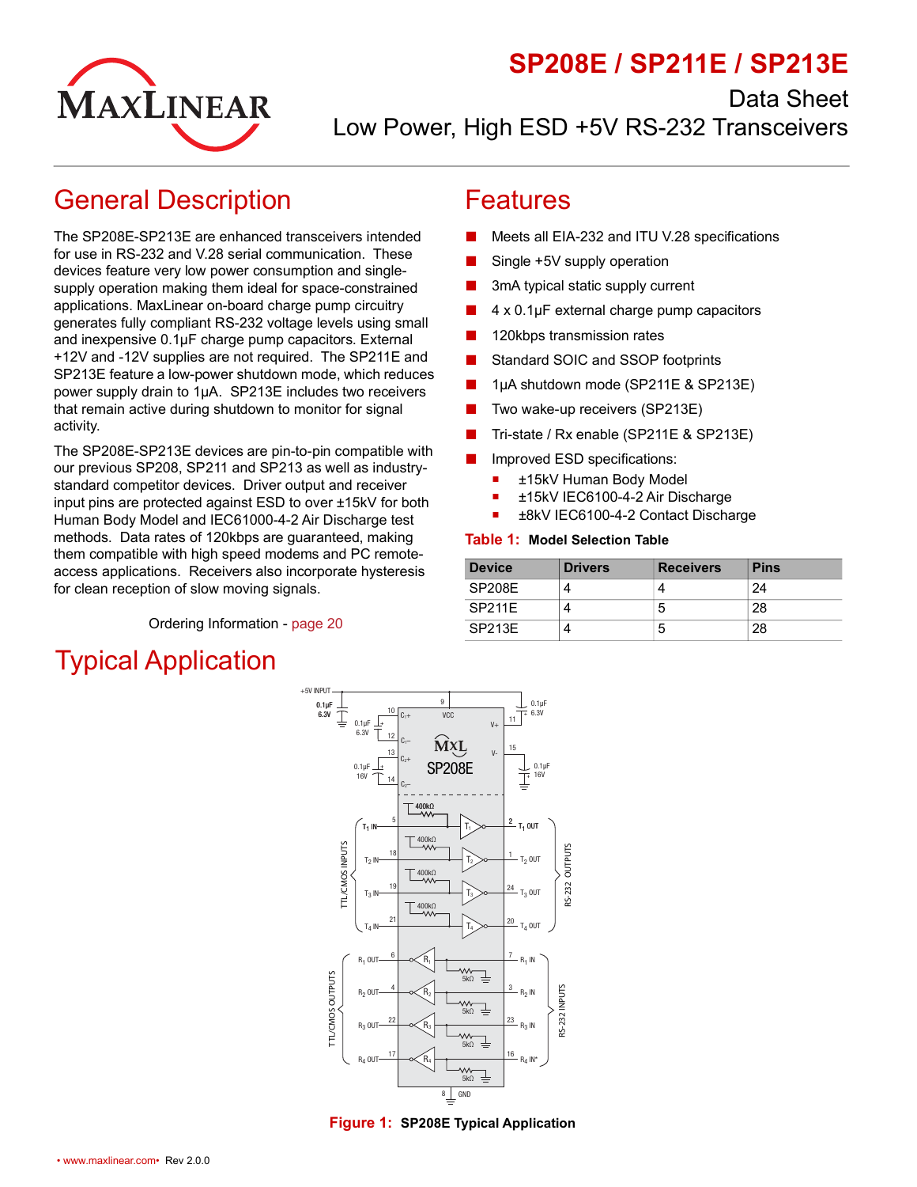# SP208E / SP211E / SP213E

Data Sheet

Low Power, High ESD +5V RS-232 Transceivers

## General Description

The SP208E-SP213E are enhanced transceivers intended for use in RS-232 and V.28 serial communication. These devices feature very low power consumption and single-supply operation making them ideal for space-constrained applications. MaxLinear on-board charge pump circuitry generates fully compliant RS-232 voltage levels using small and inexpensive 0.1µF charge pump capacitors. External +12V and -12V supplies are not required. The SP211E and SP213E feature a low-power shutdown mode, which reduces power supply drain to 1µA. SP213E includes two receivers that remain active during shutdown to monitor for signal activity.

The SP208E-SP213E devices are pin-to-pin compatible with our previous SP208, SP211 and SP213 as well as industry-standard competitor devices. Driver output and receiver input pins are protected against ESD to over ±15kV for both Human Body Model and IEC61000-4-2 Air Discharge test methods. Data rates of 120kbps are guaranteed, making them compatible with high speed modems and PC remote-access applications. Receivers also incorporate hysteresis for clean reception of slow moving signals.

Ordering Information - page 20

## Features

- Meets all EIA-232 and ITU V.28 specifications
- Single +5V supply operation
- 3mA typical static supply current
- 4 x 0.1µF external charge pump capacitors
- 120kbps transmission rates
- Standard SOIC and SSOP footprints
- 1µA shutdown mode (SP211E & SP213E)
- Two wake-up receivers (SP213E)
- Tri-state / Rx enable (SP211E & SP213E)
- Improved ESD specifications:
  - ±15kV Human Body Model
  - ±15kV IEC6100-4-2 Air Discharge
  - ±8kV IEC6100-4-2 Contact Discharge

**Table 1: Model Selection Table**

| Device | Drivers | Receivers | Pins |
|---|---|---|---|
| SP208E | 4 | 4 | 24 |
| SP211E | 4 | 5 | 28 |
| SP213E | 4 | 5 | 28 |

## Typical Application

**Figure 1: SP208E Typical Application**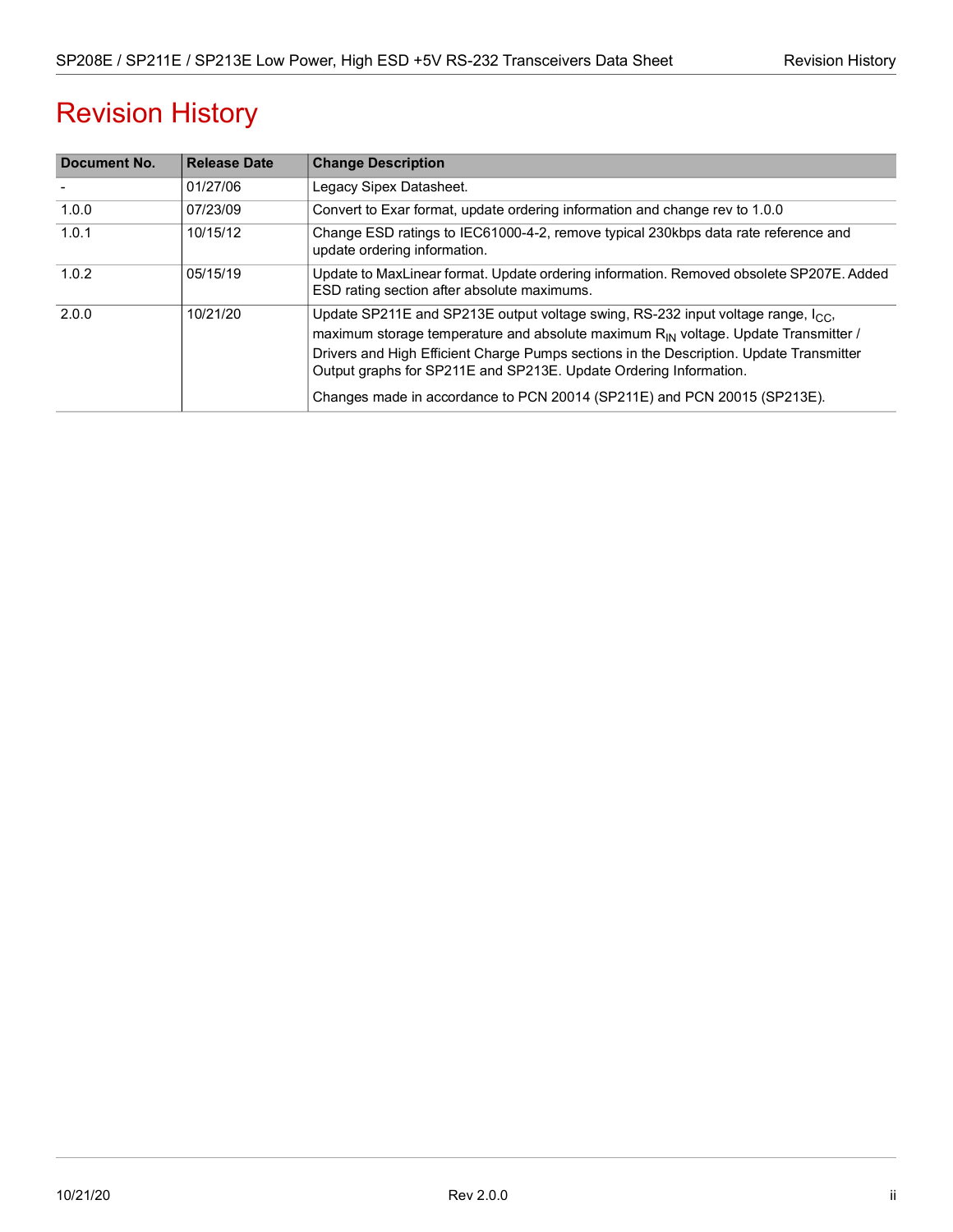# Revision History

| Document No. | Release Date | Change Description |
|---|---|---|
| - | 01/27/06 | Legacy Sipex Datasheet. |
| 1.0.0 | 07/23/09 | Convert to Exar format, update ordering information and change rev to 1.0.0 |
| 1.0.1 | 10/15/12 | Change ESD ratings to IEC61000-4-2, remove typical 230kbps data rate reference and update ordering information. |
| 1.0.2 | 05/15/19 | Update to MaxLinear format. Update ordering information. Removed obsolete SP207E. Added ESD rating section after absolute maximums. |
| 2.0.0 | 10/21/20 | Update SP211E and SP213E output voltage swing, RS-232 input voltage range, $I_{CC}$, maximum storage temperature and absolute maximum $R_{IN}$ voltage. Update Transmitter / Drivers and High Efficient Charge Pumps sections in the Description. Update Transmitter Output graphs for SP211E and SP213E. Update Ordering Information.<br><br>Changes made in accordance to PCN 20014 (SP211E) and PCN 20015 (SP213E). |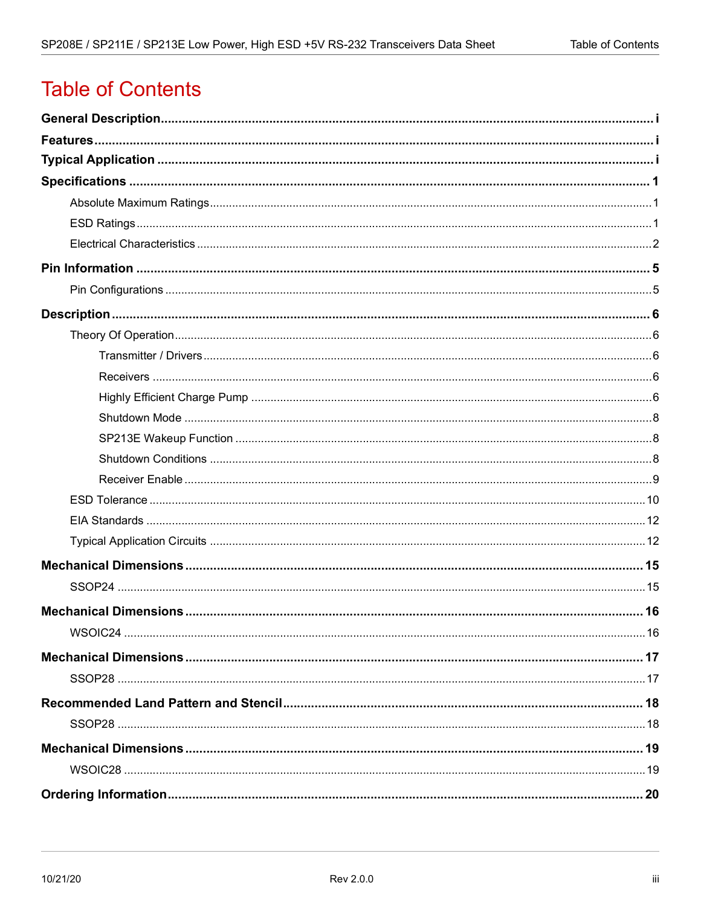# Table of Contents

**General Description** ..... i

**Features** ..... i

**Typical Application** ..... i

**Specifications** ..... 1

- Absolute Maximum Ratings ..... 1
- ESD Ratings ..... 1
- Electrical Characteristics ..... 2

**Pin Information** ..... 5

- Pin Configurations ..... 5

**Description** ..... 6

- Theory Of Operation ..... 6
  - Transmitter / Drivers ..... 6
  - Receivers ..... 6
  - Highly Efficient Charge Pump ..... 6
  - Shutdown Mode ..... 8
  - SP213E Wakeup Function ..... 8
  - Shutdown Conditions ..... 8
  - Receiver Enable ..... 9
- ESD Tolerance ..... 10
- EIA Standards ..... 12
- Typical Application Circuits ..... 12

**Mechanical Dimensions** ..... 15

- SSOP24 ..... 15

**Mechanical Dimensions** ..... 16

- WSOIC24 ..... 16

**Mechanical Dimensions** ..... 17

- SSOP28 ..... 17

**Recommended Land Pattern and Stencil** ..... 18

- SSOP28 ..... 18

**Mechanical Dimensions** ..... 19

- WSOIC28 ..... 19

**Ordering Information** ..... 20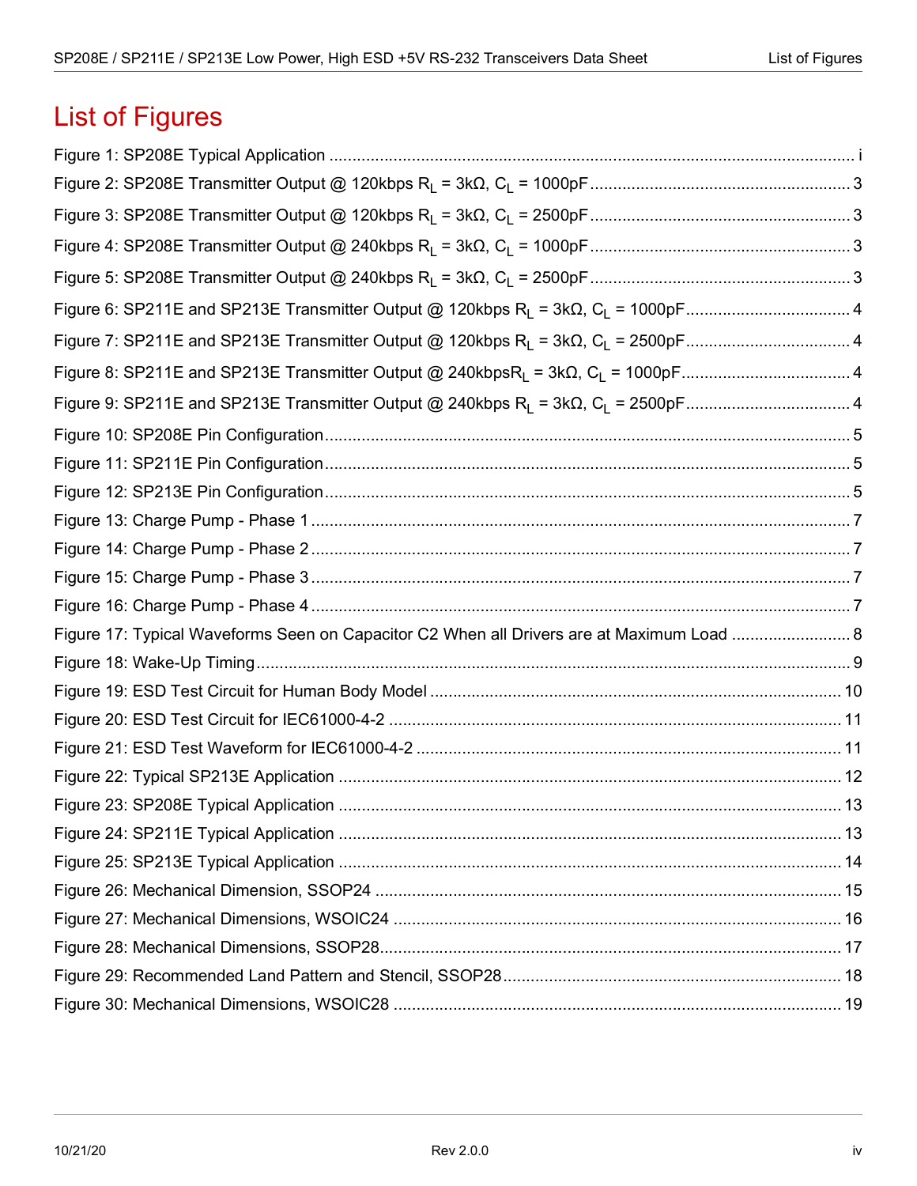# List of Figures

Figure 1: SP208E Typical Application ........................................................................................................ i

Figure 2: SP208E Transmitter Output @ 120kbps $R_L$ = 3kΩ, $C_L$ = 1000pF ........................................................ 3

Figure 3: SP208E Transmitter Output @ 120kbps $R_L$ = 3kΩ, $C_L$ = 2500pF ........................................................ 3

Figure 4: SP208E Transmitter Output @ 240kbps $R_L$ = 3kΩ, $C_L$ = 1000pF ........................................................ 3

Figure 5: SP208E Transmitter Output @ 240kbps $R_L$ = 3kΩ, $C_L$ = 2500pF ........................................................ 3

Figure 6: SP211E and SP213E Transmitter Output @ 120kbps $R_L$ = 3kΩ, $C_L$ = 1000pF .................................... 4

Figure 7: SP211E and SP213E Transmitter Output @ 120kbps $R_L$ = 3kΩ, $C_L$ = 2500pF .................................... 4

Figure 8: SP211E and SP213E Transmitter Output @ 240kbps$R_L$ = 3kΩ, $C_L$ = 1000pF ..................................... 4

Figure 9: SP211E and SP213E Transmitter Output @ 240kbps $R_L$ = 3kΩ, $C_L$ = 2500pF .................................... 4

Figure 10: SP208E Pin Configuration ........................................................................................................ 5

Figure 11: SP211E Pin Configuration ........................................................................................................ 5

Figure 12: SP213E Pin Configuration ........................................................................................................ 5

Figure 13: Charge Pump - Phase 1 ........................................................................................................ 7

Figure 14: Charge Pump - Phase 2 ........................................................................................................ 7

Figure 15: Charge Pump - Phase 3 ........................................................................................................ 7

Figure 16: Charge Pump - Phase 4 ........................................................................................................ 7

Figure 17: Typical Waveforms Seen on Capacitor C2 When all Drivers are at Maximum Load .......................... 8

Figure 18: Wake-Up Timing ........................................................................................................ 9

Figure 19: ESD Test Circuit for Human Body Model ........................................................................................ 10

Figure 20: ESD Test Circuit for IEC61000-4-2 ........................................................................................ 11

Figure 21: ESD Test Waveform for IEC61000-4-2 ........................................................................................ 11

Figure 22: Typical SP213E Application ........................................................................................................ 12

Figure 23: SP208E Typical Application ........................................................................................................ 13

Figure 24: SP211E Typical Application ........................................................................................................ 13

Figure 25: SP213E Typical Application ........................................................................................................ 14

Figure 26: Mechanical Dimension, SSOP24 ........................................................................................................ 15

Figure 27: Mechanical Dimensions, WSOIC24 ........................................................................................................ 16

Figure 28: Mechanical Dimensions, SSOP28 ........................................................................................................ 17

Figure 29: Recommended Land Pattern and Stencil, SSOP28 ........................................................................ 18

Figure 30: Mechanical Dimensions, WSOIC28 ........................................................................................................ 19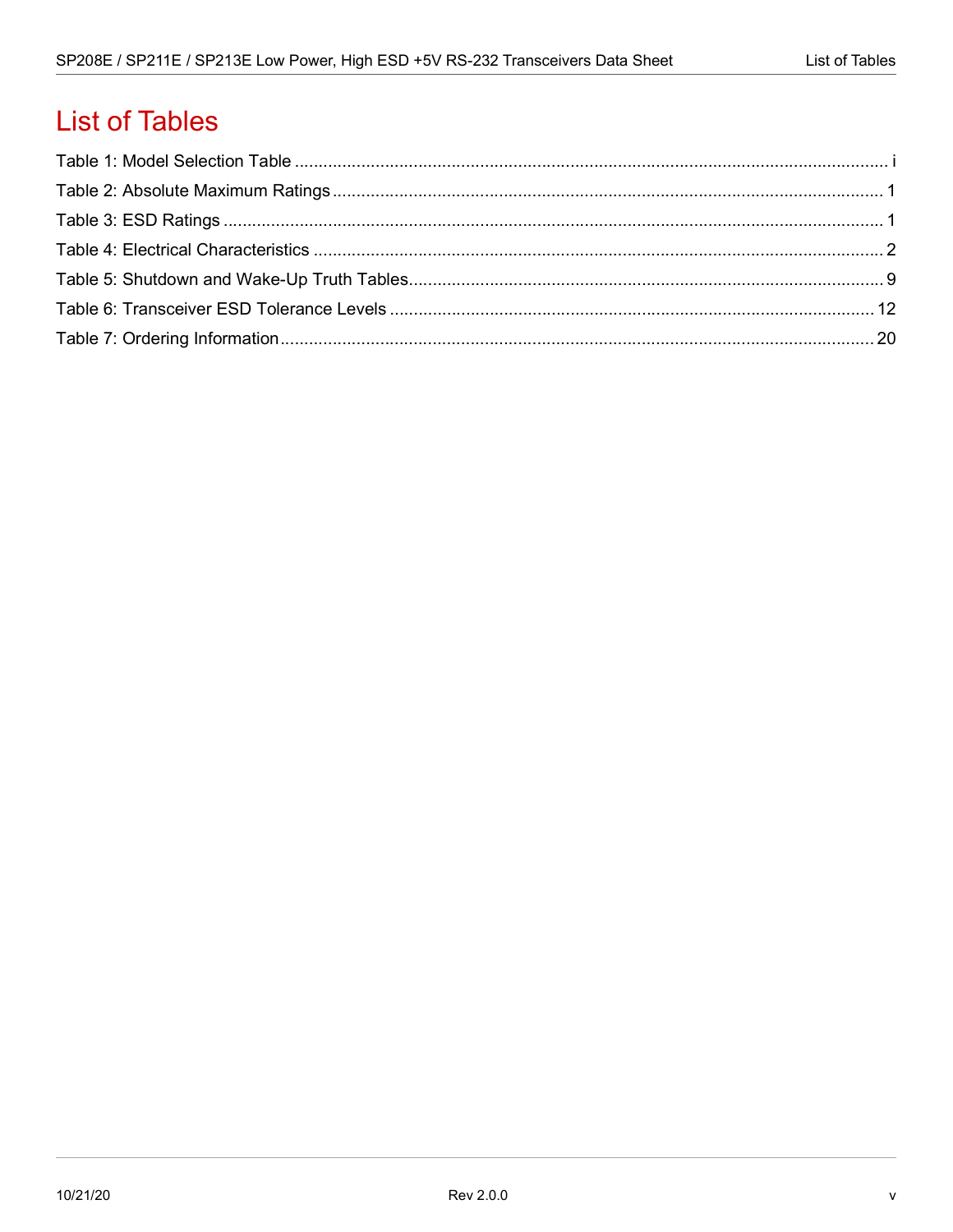# List of Tables

Table 1: Model Selection Table ........................................................................................................................ i

Table 2: Absolute Maximum Ratings ................................................................................................................. 1

Table 3: ESD Ratings ........................................................................................................................................ 1

Table 4: Electrical Characteristics .................................................................................................................... 2

Table 5: Shutdown and Wake-Up Truth Tables................................................................................................. 9

Table 6: Transceiver ESD Tolerance Levels ................................................................................................... 12

Table 7: Ordering Information.......................................................................................................................... 20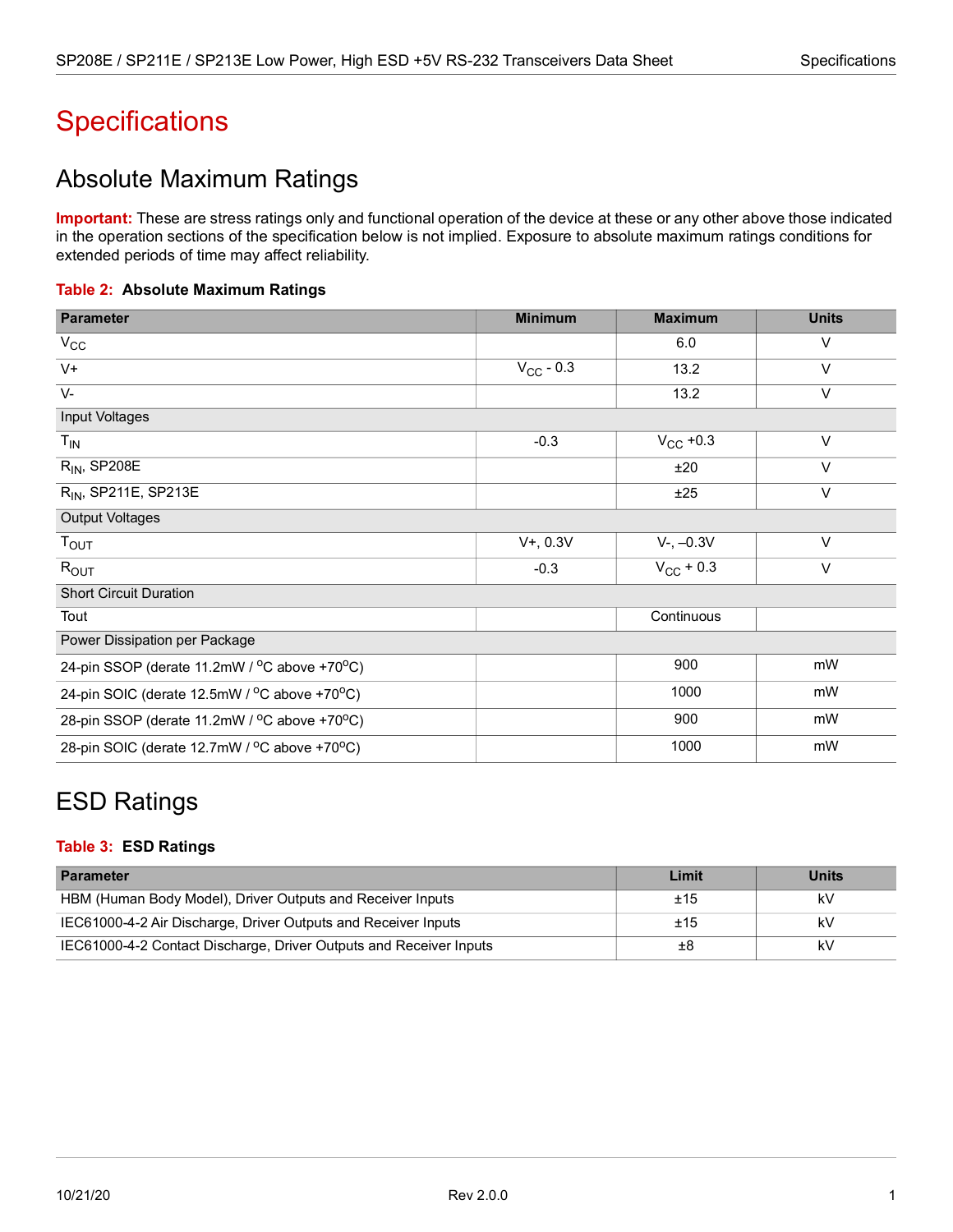# Specifications

## Absolute Maximum Ratings

**Important:** These are stress ratings only and functional operation of the device at these or any other above those indicated in the operation sections of the specification below is not implied. Exposure to absolute maximum ratings conditions for extended periods of time may affect reliability.

**Table 2: Absolute Maximum Ratings**

| Parameter | Minimum | Maximum | Units |
|---|---|---|---|
| $V_{CC}$ | | 6.0 | V |
| V+ | $V_{CC}$ - 0.3 | 13.2 | V |
| V- | | 13.2 | V |
| Input Voltages | | | |
| $T_{IN}$ | -0.3 | $V_{CC}$ +0.3 | V |
| $R_{IN}$, SP208E | | ±20 | V |
| $R_{IN}$, SP211E, SP213E | | ±25 | V |
| Output Voltages | | | |
| $T_{OUT}$ | V+, 0.3V | V-, –0.3V | V |
| $R_{OUT}$ | -0.3 | $V_{CC}$ + 0.3 | V |
| Short Circuit Duration | | | |
| Tout | | Continuous | |
| Power Dissipation per Package | | | |
| 24-pin SSOP (derate 11.2mW / $^{o}$C above +70$^{o}$C) | | 900 | mW |
| 24-pin SOIC (derate 12.5mW / $^{o}$C above +70$^{o}$C) | | 1000 | mW |
| 28-pin SSOP (derate 11.2mW / $^{o}$C above +70$^{o}$C) | | 900 | mW |
| 28-pin SOIC (derate 12.7mW / $^{o}$C above +70$^{o}$C) | | 1000 | mW |

## ESD Ratings

**Table 3: ESD Ratings**

| Parameter | Limit | Units |
|---|---|---|
| HBM (Human Body Model), Driver Outputs and Receiver Inputs | ±15 | kV |
| IEC61000-4-2 Air Discharge, Driver Outputs and Receiver Inputs | ±15 | kV |
| IEC61000-4-2 Contact Discharge, Driver Outputs and Receiver Inputs | ±8 | kV |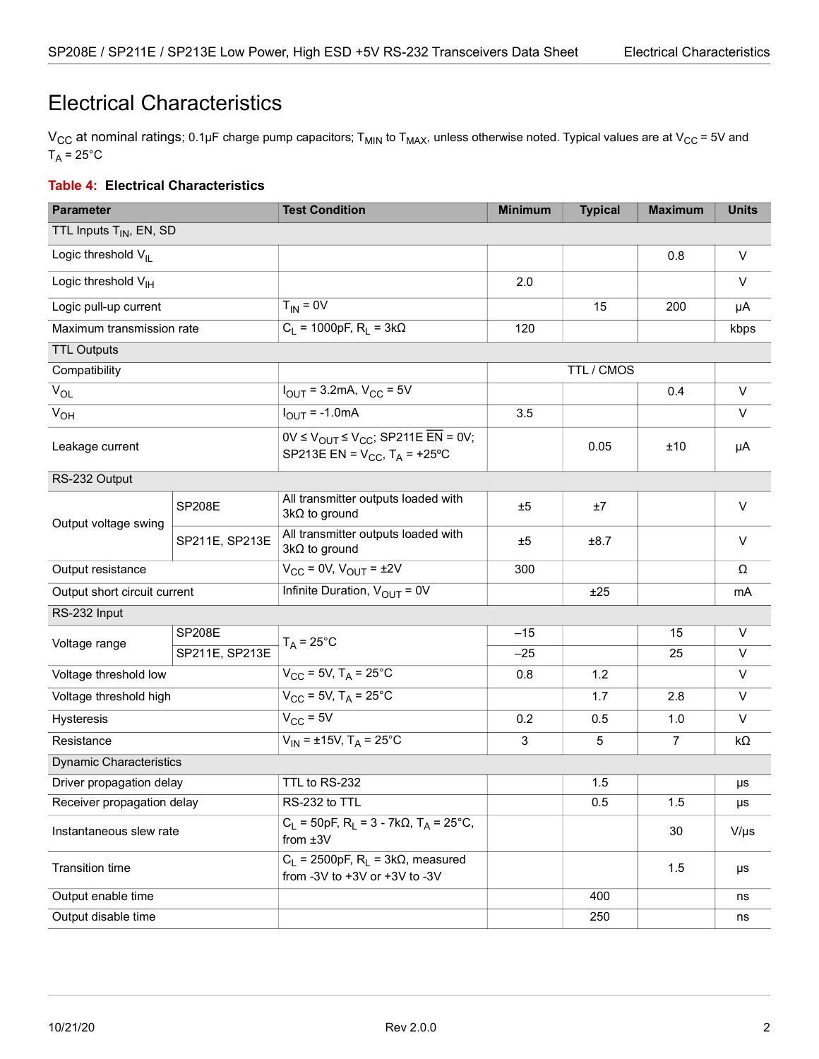# Electrical Characteristics

$V_{CC}$ at nominal ratings; 0.1µF charge pump capacitors; $T_{MIN}$ to $T_{MAX}$, unless otherwise noted. Typical values are at $V_{CC}$ = 5V and $T_A$ = 25°C

**Table 4: Electrical Characteristics**

| Parameter | | Test Condition | Minimum | Typical | Maximum | Units |
|---|---|---|---|---|---|---|
| TTL Inputs $T_{IN}$, EN, SD | | | | | | |
| Logic threshold $V_{IL}$ | | | | | 0.8 | V |
| Logic threshold $V_{IH}$ | | | 2.0 | | | V |
| Logic pull-up current | | $T_{IN}$ = 0V | | 15 | 200 | µA |
| Maximum transmission rate | | $C_L$ = 1000pF, $R_L$ = 3kΩ | 120 | | | kbps |
| TTL Outputs | | | | | | |
| Compatibility | | | | TTL / CMOS | | |
| $V_{OL}$ | | $I_{OUT}$ = 3.2mA, $V_{CC}$ = 5V | | | 0.4 | V |
| $V_{OH}$ | | $I_{OUT}$ = -1.0mA | 3.5 | | | V |
| Leakage current | | 0V ≤ $V_{OUT}$ ≤ $V_{CC}$; SP211E $\overline{EN}$ = 0V; SP213E EN = $V_{CC}$, $T_A$ = +25ºC | | 0.05 | ±10 | µA |
| RS-232 Output | | | | | | |
| Output voltage swing | SP208E | All transmitter outputs loaded with 3kΩ to ground | ±5 | ±7 | | V |
| | SP211E, SP213E | All transmitter outputs loaded with 3kΩ to ground | ±5 | ±8.7 | | V |
| Output resistance | | $V_{CC}$ = 0V, $V_{OUT}$ = ±2V | 300 | | | Ω |
| Output short circuit current | | Infinite Duration, $V_{OUT}$ = 0V | | ±25 | | mA |
| RS-232 Input | | | | | | |
| Voltage range | SP208E | $T_A$ = 25°C | –15 | | 15 | V |
| | SP211E, SP213E | | –25 | | 25 | V |
| Voltage threshold low | | $V_{CC}$ = 5V, $T_A$ = 25°C | 0.8 | 1.2 | | V |
| Voltage threshold high | | $V_{CC}$ = 5V, $T_A$ = 25°C | | 1.7 | 2.8 | V |
| Hysteresis | | $V_{CC}$ = 5V | 0.2 | 0.5 | 1.0 | V |
| Resistance | | $V_{IN}$ = ±15V, $T_A$ = 25°C | 3 | 5 | 7 | kΩ |
| Dynamic Characteristics | | | | | | |
| Driver propagation delay | | TTL to RS-232 | | 1.5 | | µs |
| Receiver propagation delay | | RS-232 to TTL | | 0.5 | 1.5 | µs |
| Instantaneous slew rate | | $C_L$ = 50pF, $R_L$ = 3 - 7kΩ, $T_A$ = 25°C, from ±3V | | | 30 | V/µs |
| Transition time | | $C_L$ = 2500pF, $R_L$ = 3kΩ, measured from -3V to +3V or +3V to -3V | | | 1.5 | µs |
| Output enable time | | | | 400 | | ns |
| Output disable time | | | | 250 | | ns |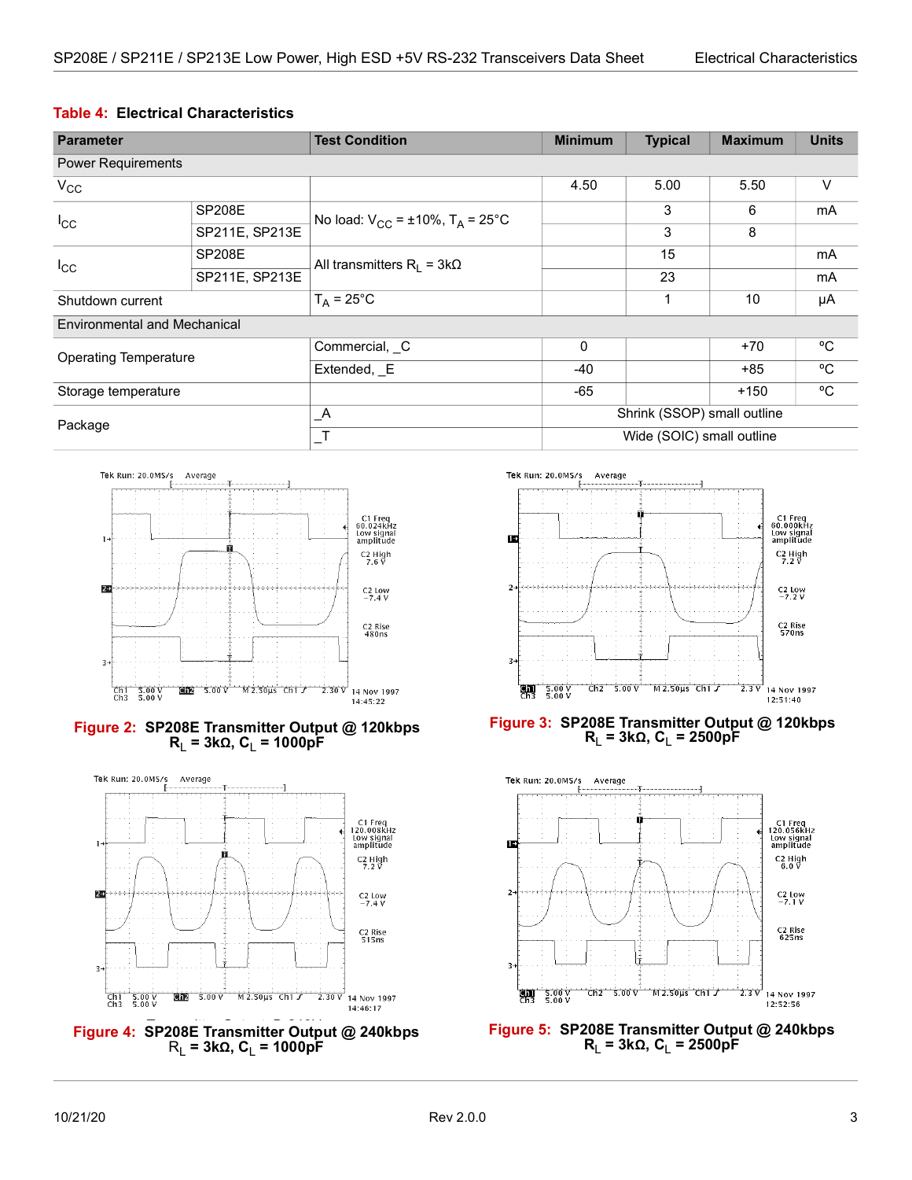**Table 4: Electrical Characteristics**

| Parameter | | Test Condition | Minimum | Typical | Maximum | Units |
|---|---|---|---|---|---|---|
| Power Requirements | | | | | | |
| $V_{CC}$ | | | 4.50 | 5.00 | 5.50 | V |
| $I_{CC}$ | SP208E | No load: $V_{CC}$ = ±10%, $T_A$ = 25°C | | 3 | 6 | mA |
| | SP211E, SP213E | | | 3 | 8 | |
| $I_{CC}$ | SP208E | All transmitters $R_L$ = 3kΩ | | 15 | | mA |
| | SP211E, SP213E | | | 23 | | mA |
| Shutdown current | | $T_A$ = 25°C | | 1 | 10 | µA |
| Environmental and Mechanical | | | | | | |
| Operating Temperature | | Commercial, _C | 0 | | +70 | °C |
| | | Extended, _E | -40 | | +85 | °C |
| Storage temperature | | | -65 | | +150 | °C |
| Package | | _A | Shrink (SSOP) small outline | | | |
| | | _T | Wide (SOIC) small outline | | | |

**Figure 2: SP208E Transmitter Output @ 120kbps $R_L$ = 3kΩ, $C_L$ = 1000pF**

**Figure 3: SP208E Transmitter Output @ 120kbps $R_L$ = 3kΩ, $C_L$ = 2500pF**

**Figure 4: SP208E Transmitter Output @ 240kbps $R_L$ = 3kΩ, $C_L$ = 1000pF**

**Figure 5: SP208E Transmitter Output @ 240kbps $R_L$ = 3kΩ, $C_L$ = 2500pF**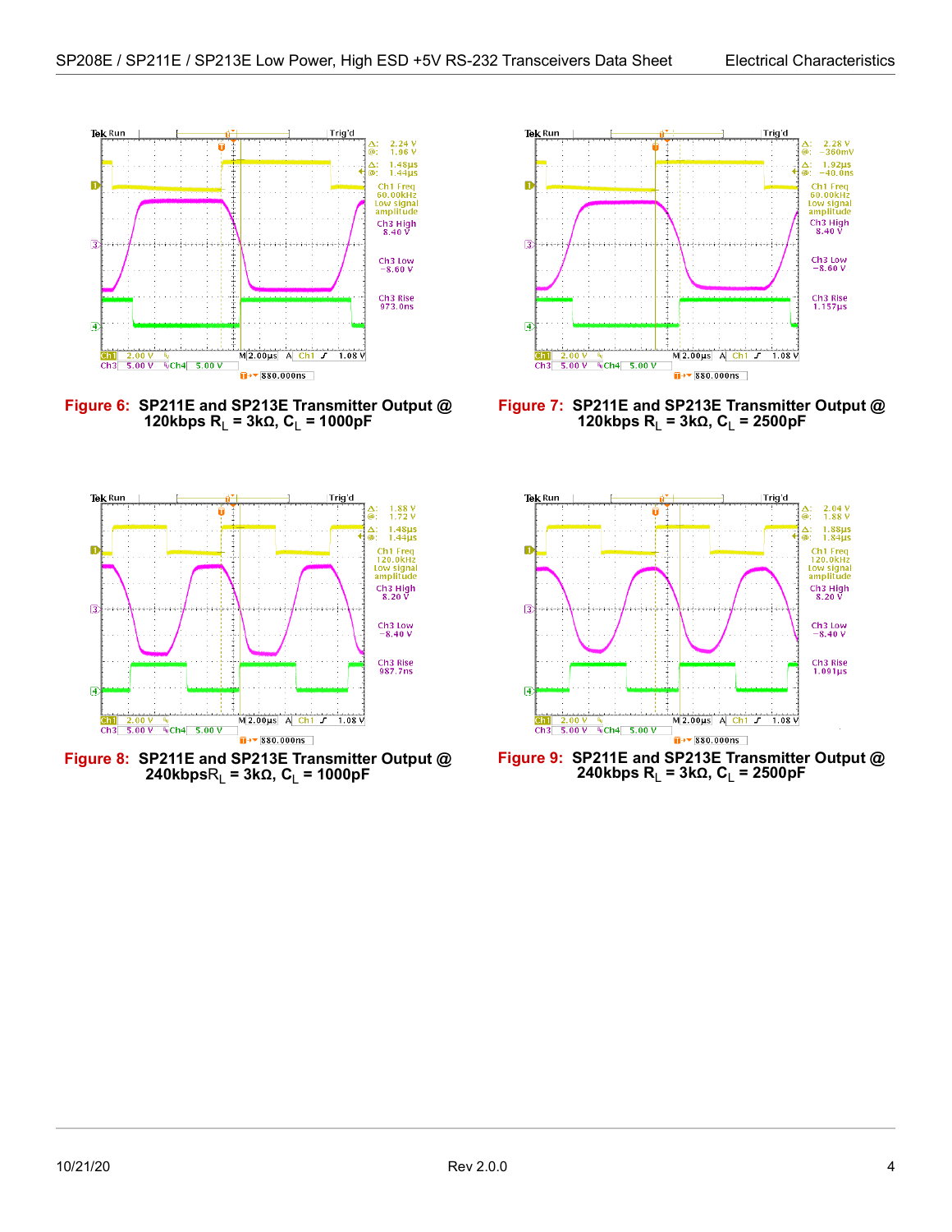**Figure 6: SP211E and SP213E Transmitter Output @ 120kbps $R_L$ = 3kΩ, $C_L$ = 1000pF**

**Figure 7: SP211E and SP213E Transmitter Output @ 120kbps $R_L$ = 3kΩ, $C_L$ = 2500pF**

**Figure 8: SP211E and SP213E Transmitter Output @ 240kbps$R_L$ = 3kΩ, $C_L$ = 1000pF**

**Figure 9: SP211E and SP213E Transmitter Output @ 240kbps $R_L$ = 3kΩ, $C_L$ = 2500pF**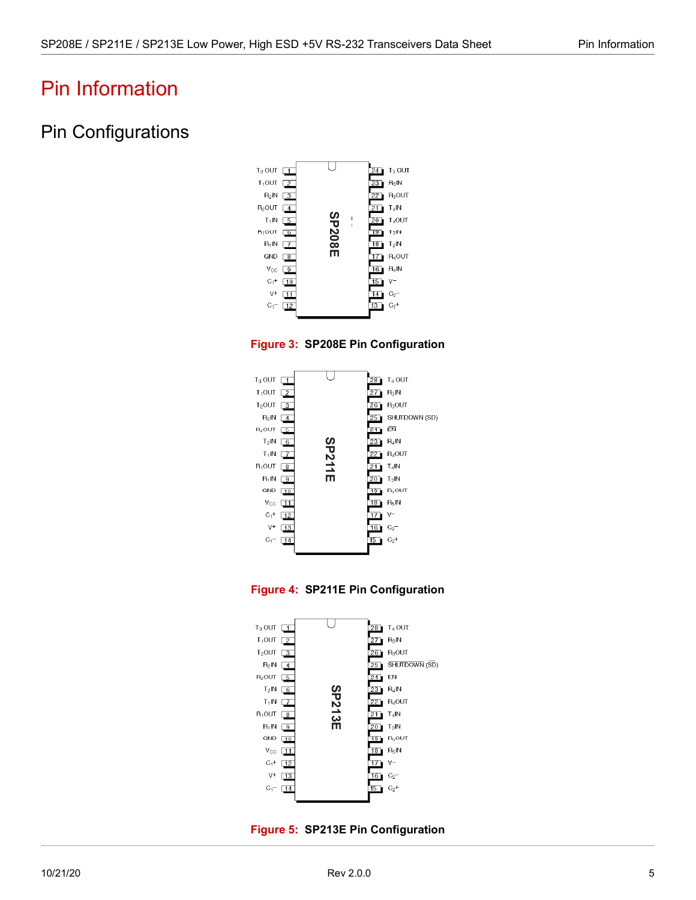# Pin Information

## Pin Configurations

Figure 3: SP208E Pin Configuration

Figure 4: SP211E Pin Configuration

Figure 5: SP213E Pin Configuration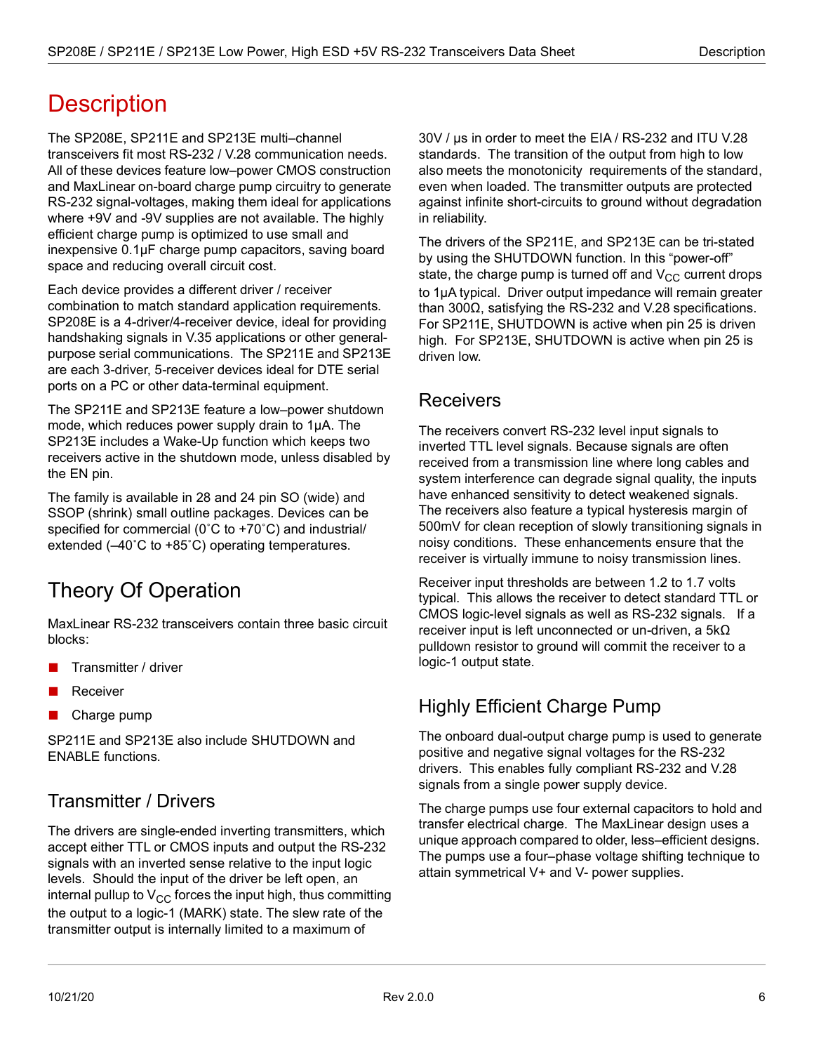# Description

The SP208E, SP211E and SP213E multi–channel transceivers fit most RS-232 / V.28 communication needs. All of these devices feature low–power CMOS construction and MaxLinear on-board charge pump circuitry to generate RS-232 signal-voltages, making them ideal for applications where +9V and -9V supplies are not available. The highly efficient charge pump is optimized to use small and inexpensive 0.1µF charge pump capacitors, saving board space and reducing overall circuit cost.

Each device provides a different driver / receiver combination to match standard application requirements. SP208E is a 4-driver/4-receiver device, ideal for providing handshaking signals in V.35 applications or other general-purpose serial communications. The SP211E and SP213E are each 3-driver, 5-receiver devices ideal for DTE serial ports on a PC or other data-terminal equipment.

The SP211E and SP213E feature a low–power shutdown mode, which reduces power supply drain to 1µA. The SP213E includes a Wake-Up function which keeps two receivers active in the shutdown mode, unless disabled by the EN pin.

The family is available in 28 and 24 pin SO (wide) and SSOP (shrink) small outline packages. Devices can be specified for commercial (0˚C to +70˚C) and industrial/ extended (–40˚C to +85˚C) operating temperatures.

## Theory Of Operation

MaxLinear RS-232 transceivers contain three basic circuit blocks:

- Transmitter / driver
- Receiver
- Charge pump

SP211E and SP213E also include SHUTDOWN and ENABLE functions.

### Transmitter / Drivers

The drivers are single-ended inverting transmitters, which accept either TTL or CMOS inputs and output the RS-232 signals with an inverted sense relative to the input logic levels. Should the input of the driver be left open, an internal pullup to $V_{CC}$ forces the input high, thus committing the output to a logic-1 (MARK) state. The slew rate of the transmitter output is internally limited to a maximum of 30V / µs in order to meet the EIA / RS-232 and ITU V.28 standards. The transition of the output from high to low also meets the monotonicity requirements of the standard, even when loaded. The transmitter outputs are protected against infinite short-circuits to ground without degradation in reliability.

The drivers of the SP211E, and SP213E can be tri-stated by using the SHUTDOWN function. In this "power-off" state, the charge pump is turned off and $V_{CC}$ current drops to 1µA typical. Driver output impedance will remain greater than 300Ω, satisfying the RS-232 and V.28 specifications. For SP211E, SHUTDOWN is active when pin 25 is driven high. For SP213E, SHUTDOWN is active when pin 25 is driven low.

### Receivers

The receivers convert RS-232 level input signals to inverted TTL level signals. Because signals are often received from a transmission line where long cables and system interference can degrade signal quality, the inputs have enhanced sensitivity to detect weakened signals. The receivers also feature a typical hysteresis margin of 500mV for clean reception of slowly transitioning signals in noisy conditions. These enhancements ensure that the receiver is virtually immune to noisy transmission lines.

Receiver input thresholds are between 1.2 to 1.7 volts typical. This allows the receiver to detect standard TTL or CMOS logic-level signals as well as RS-232 signals. If a receiver input is left unconnected or un-driven, a 5kΩ pulldown resistor to ground will commit the receiver to a logic-1 output state.

### Highly Efficient Charge Pump

The onboard dual-output charge pump is used to generate positive and negative signal voltages for the RS-232 drivers. This enables fully compliant RS-232 and V.28 signals from a single power supply device.

The charge pumps use four external capacitors to hold and transfer electrical charge. The MaxLinear design uses a unique approach compared to older, less–efficient designs. The pumps use a four–phase voltage shifting technique to attain symmetrical V+ and V- power supplies.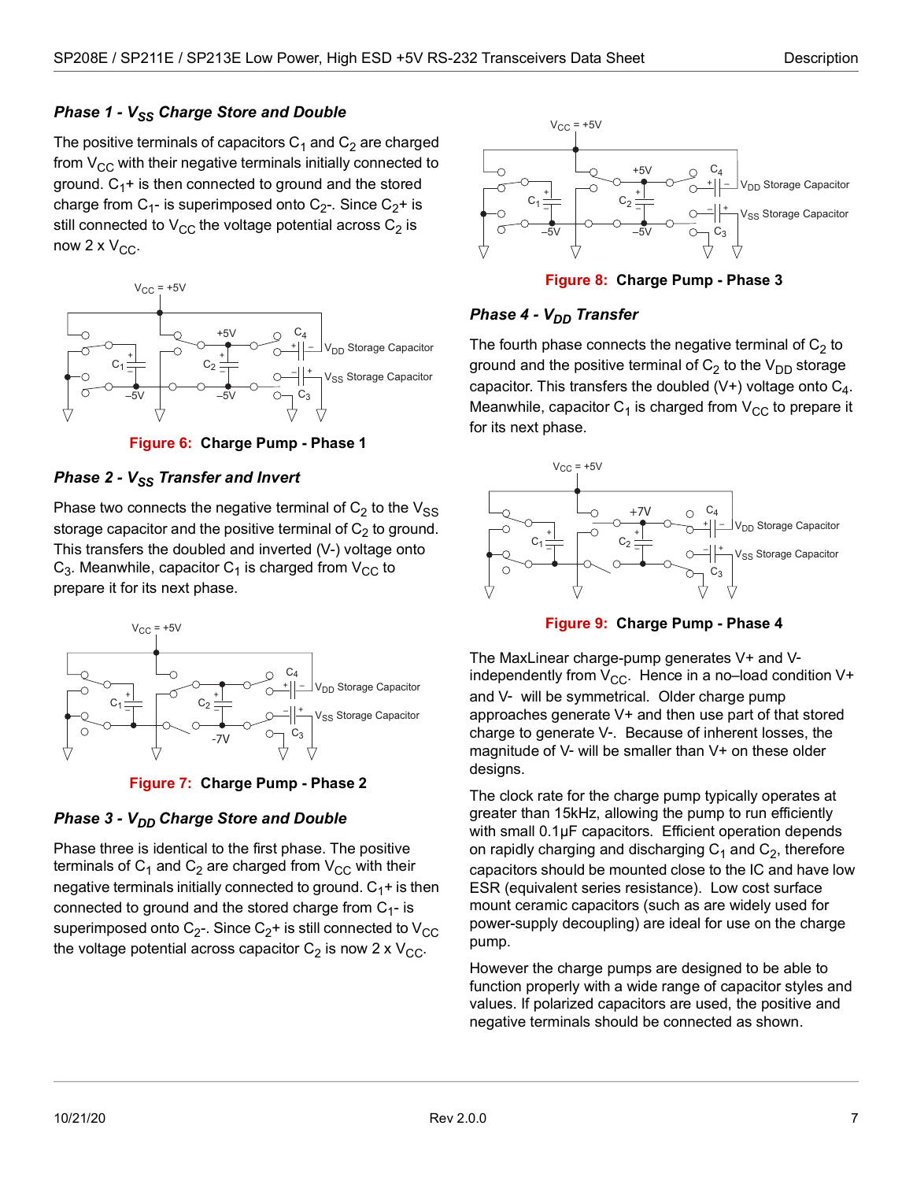### *Phase 1 - $V_{SS}$ Charge Store and Double*

The positive terminals of capacitors $C_1$ and $C_2$ are charged from $V_{CC}$ with their negative terminals initially connected to ground. $C_1$+ is then connected to ground and the stored charge from $C_1$- is superimposed onto $C_2$-. Since $C_2$+ is still connected to $V_{CC}$ the voltage potential across $C_2$ is now 2 x $V_{CC}$.

**Figure 6: Charge Pump - Phase 1**

### *Phase 2 - $V_{SS}$ Transfer and Invert*

Phase two connects the negative terminal of $C_2$ to the $V_{SS}$ storage capacitor and the positive terminal of $C_2$ to ground. This transfers the doubled and inverted (V-) voltage onto $C_3$. Meanwhile, capacitor $C_1$ is charged from $V_{CC}$ to prepare it for its next phase.

**Figure 7: Charge Pump - Phase 2**

### *Phase 3 - $V_{DD}$ Charge Store and Double*

Phase three is identical to the first phase. The positive terminals of $C_1$ and $C_2$ are charged from $V_{CC}$ with their negative terminals initially connected to ground. $C_1$+ is then connected to ground and the stored charge from $C_1$- is superimposed onto $C_2$-. Since $C_2$+ is still connected to $V_{CC}$ the voltage potential across capacitor $C_2$ is now 2 x $V_{CC}$.

**Figure 8: Charge Pump - Phase 3**

### *Phase 4 - $V_{DD}$ Transfer*

The fourth phase connects the negative terminal of $C_2$ to ground and the positive terminal of $C_2$ to the $V_{DD}$ storage capacitor. This transfers the doubled (V+) voltage onto $C_4$. Meanwhile, capacitor $C_1$ is charged from $V_{CC}$ to prepare it for its next phase.

**Figure 9: Charge Pump - Phase 4**

The MaxLinear charge-pump generates V+ and V- independently from $V_{CC}$. Hence in a no–load condition V+ and V- will be symmetrical. Older charge pump approaches generate V+ and then use part of that stored charge to generate V-. Because of inherent losses, the magnitude of V- will be smaller than V+ on these older designs.

The clock rate for the charge pump typically operates at greater than 15kHz, allowing the pump to run efficiently with small 0.1µF capacitors. Efficient operation depends on rapidly charging and discharging $C_1$ and $C_2$, therefore capacitors should be mounted close to the IC and have low ESR (equivalent series resistance). Low cost surface mount ceramic capacitors (such as are widely used for power-supply decoupling) are ideal for use on the charge pump.

However the charge pumps are designed to be able to function properly with a wide range of capacitor styles and values. If polarized capacitors are used, the positive and negative terminals should be connected as shown.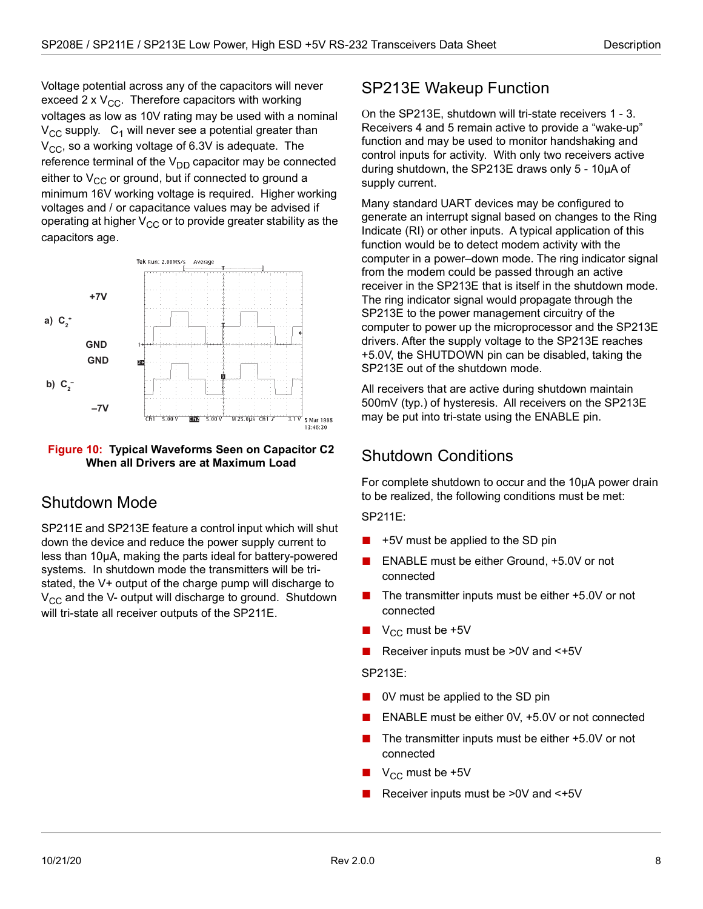Voltage potential across any of the capacitors will never exceed 2 x $V_{CC}$. Therefore capacitors with working voltages as low as 10V rating may be used with a nominal $V_{CC}$ supply. $C_1$ will never see a potential greater than $V_{CC}$, so a working voltage of 6.3V is adequate. The reference terminal of the $V_{DD}$ capacitor may be connected either to $V_{CC}$ or ground, but if connected to ground a minimum 16V working voltage is required. Higher working voltages and / or capacitance values may be advised if operating at higher $V_{CC}$ or to provide greater stability as the capacitors age.

**Figure 10: Typical Waveforms Seen on Capacitor C2 When all Drivers are at Maximum Load**

## Shutdown Mode

SP211E and SP213E feature a control input which will shut down the device and reduce the power supply current to less than 10µA, making the parts ideal for battery-powered systems. In shutdown mode the transmitters will be tri-stated, the V+ output of the charge pump will discharge to $V_{CC}$ and the V- output will discharge to ground. Shutdown will tri-state all receiver outputs of the SP211E.

## SP213E Wakeup Function

On the SP213E, shutdown will tri-state receivers 1 - 3. Receivers 4 and 5 remain active to provide a "wake-up" function and may be used to monitor handshaking and control inputs for activity. With only two receivers active during shutdown, the SP213E draws only 5 - 10µA of supply current.

Many standard UART devices may be configured to generate an interrupt signal based on changes to the Ring Indicate (RI) or other inputs. A typical application of this function would be to detect modem activity with the computer in a power–down mode. The ring indicator signal from the modem could be passed through an active receiver in the SP213E that is itself in the shutdown mode. The ring indicator signal would propagate through the SP213E to the power management circuitry of the computer to power up the microprocessor and the SP213E drivers. After the supply voltage to the SP213E reaches +5.0V, the SHUTDOWN pin can be disabled, taking the SP213E out of the shutdown mode.

All receivers that are active during shutdown maintain 500mV (typ.) of hysteresis. All receivers on the SP213E may be put into tri-state using the ENABLE pin.

## Shutdown Conditions

For complete shutdown to occur and the 10µA power drain to be realized, the following conditions must be met:

SP211E:

- +5V must be applied to the SD pin
- ENABLE must be either Ground, +5.0V or not connected
- The transmitter inputs must be either +5.0V or not connected
- $V_{CC}$ must be +5V
- Receiver inputs must be >0V and <+5V

SP213E:

- 0V must be applied to the SD pin
- ENABLE must be either 0V, +5.0V or not connected
- The transmitter inputs must be either +5.0V or not connected
- $V_{CC}$ must be +5V
- Receiver inputs must be >0V and <+5V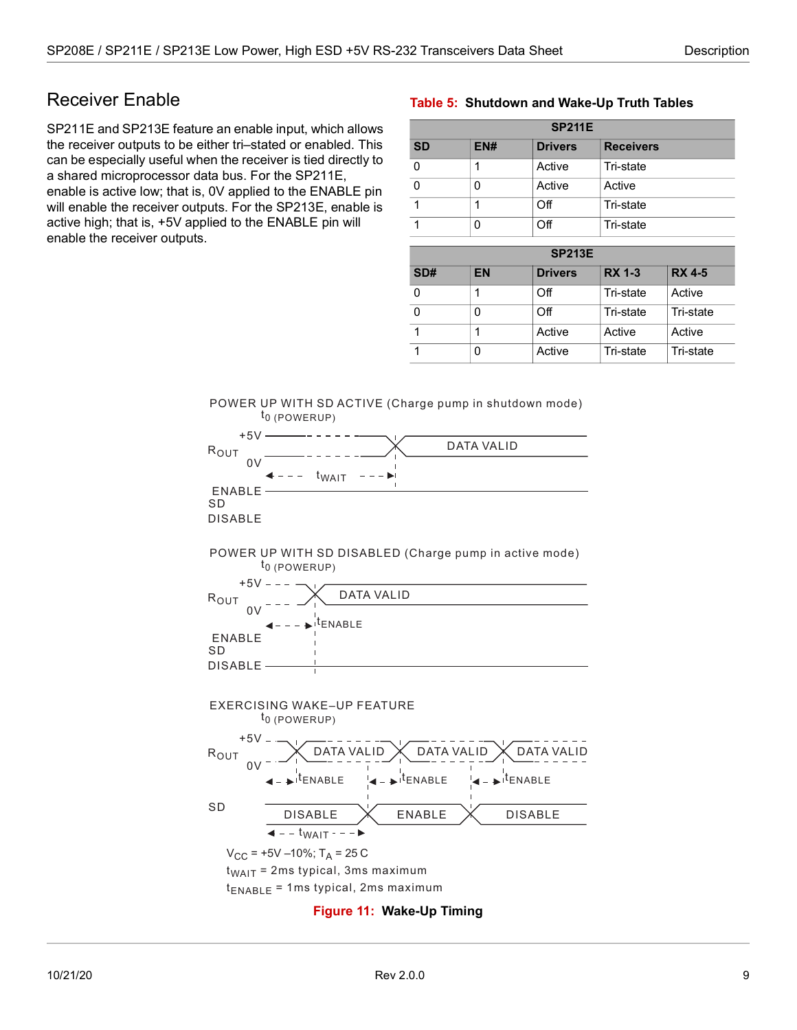## Receiver Enable

SP211E and SP213E feature an enable input, which allows the receiver outputs to be either tri–stated or enabled. This can be especially useful when the receiver is tied directly to a shared microprocessor data bus. For the SP211E, enable is active low; that is, 0V applied to the ENABLE pin will enable the receiver outputs. For the SP213E, enable is active high; that is, +5V applied to the ENABLE pin will enable the receiver outputs.

**Table 5: Shutdown and Wake-Up Truth Tables**

| SP211E | | | |
|---|---|---|---|
| **SD** | **EN#** | **Drivers** | **Receivers** |
| 0 | 1 | Active | Tri-state |
| 0 | 0 | Active | Active |
| 1 | 1 | Off | Tri-state |
| 1 | 0 | Off | Tri-state |

| SP213E | | | | |
|---|---|---|---|---|
| **SD#** | **EN** | **Drivers** | **RX 1-3** | **RX 4-5** |
| 0 | 1 | Off | Tri-state | Active |
| 0 | 0 | Off | Tri-state | Tri-state |
| 1 | 1 | Active | Active | Active |
| 1 | 0 | Active | Tri-state | Tri-state |

POWER UP WITH SD ACTIVE (Charge pump in shutdown mode)

POWER UP WITH SD DISABLED (Charge pump in active mode)

EXERCISING WAKE–UP FEATURE

$V_{CC}$ = +5V –10%; $T_A$ = 25 C

$t_{WAIT}$ = 2ms typical, 3ms maximum

$t_{ENABLE}$ = 1ms typical, 2ms maximum

**Figure 11: Wake-Up Timing**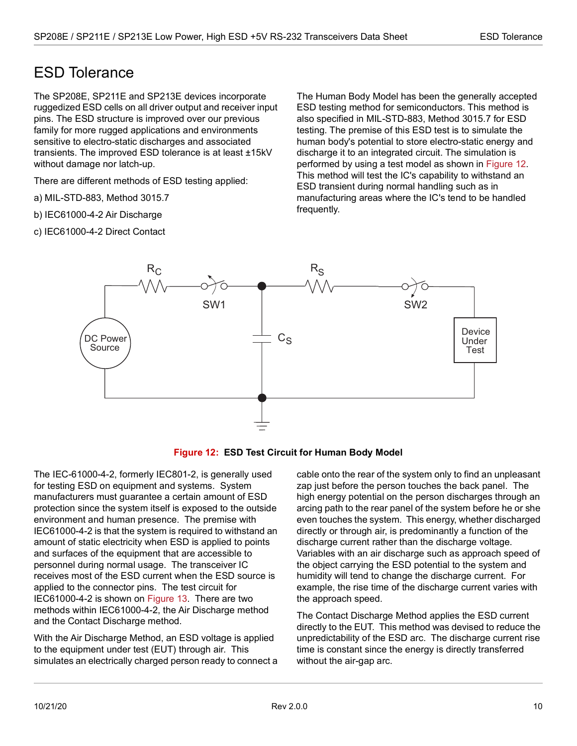# ESD Tolerance

The SP208E, SP211E and SP213E devices incorporate ruggedized ESD cells on all driver output and receiver input pins. The ESD structure is improved over our previous family for more rugged applications and environments sensitive to electro-static discharges and associated transients. The improved ESD tolerance is at least ±15kV without damage nor latch-up.

There are different methods of ESD testing applied:

a) MIL-STD-883, Method 3015.7

b) IEC61000-4-2 Air Discharge

c) IEC61000-4-2 Direct Contact

The Human Body Model has been the generally accepted ESD testing method for semiconductors. This method is also specified in MIL-STD-883, Method 3015.7 for ESD testing. The premise of this ESD test is to simulate the human body's potential to store electro-static energy and discharge it to an integrated circuit. The simulation is performed by using a test model as shown in Figure 12. This method will test the IC's capability to withstand an ESD transient during normal handling such as in manufacturing areas where the IC's tend to be handled frequently.

**Figure 12: ESD Test Circuit for Human Body Model**

The IEC-61000-4-2, formerly IEC801-2, is generally used for testing ESD on equipment and systems. System manufacturers must guarantee a certain amount of ESD protection since the system itself is exposed to the outside environment and human presence. The premise with IEC61000-4-2 is that the system is required to withstand an amount of static electricity when ESD is applied to points and surfaces of the equipment that are accessible to personnel during normal usage. The transceiver IC receives most of the ESD current when the ESD source is applied to the connector pins. The test circuit for IEC61000-4-2 is shown on Figure 13. There are two methods within IEC61000-4-2, the Air Discharge method and the Contact Discharge method.

With the Air Discharge Method, an ESD voltage is applied to the equipment under test (EUT) through air. This simulates an electrically charged person ready to connect a cable onto the rear of the system only to find an unpleasant zap just before the person touches the back panel. The high energy potential on the person discharges through an arcing path to the rear panel of the system before he or she even touches the system. This energy, whether discharged directly or through air, is predominantly a function of the discharge current rather than the discharge voltage. Variables with an air discharge such as approach speed of the object carrying the ESD potential to the system and humidity will tend to change the discharge current. For example, the rise time of the discharge current varies with the approach speed.

The Contact Discharge Method applies the ESD current directly to the EUT. This method was devised to reduce the unpredictability of the ESD arc. The discharge current rise time is constant since the energy is directly transferred without the air-gap arc.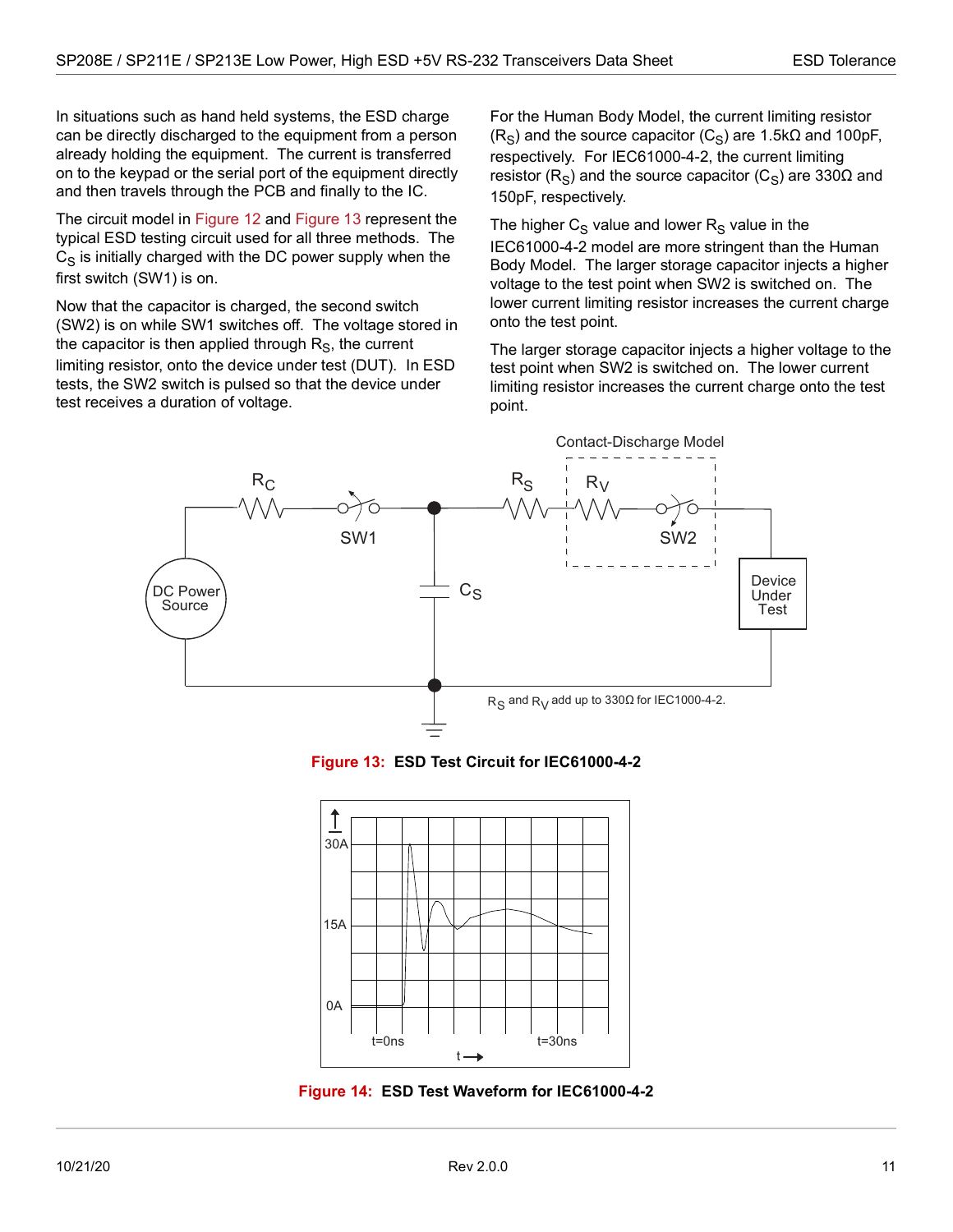In situations such as hand held systems, the ESD charge can be directly discharged to the equipment from a person already holding the equipment. The current is transferred on to the keypad or the serial port of the equipment directly and then travels through the PCB and finally to the IC.

The circuit model in Figure 12 and Figure 13 represent the typical ESD testing circuit used for all three methods. The $C_S$ is initially charged with the DC power supply when the first switch (SW1) is on.

Now that the capacitor is charged, the second switch (SW2) is on while SW1 switches off. The voltage stored in the capacitor is then applied through $R_S$, the current limiting resistor, onto the device under test (DUT). In ESD tests, the SW2 switch is pulsed so that the device under test receives a duration of voltage.

For the Human Body Model, the current limiting resistor ($R_S$) and the source capacitor ($C_S$) are 1.5kΩ and 100pF, respectively. For IEC61000-4-2, the current limiting resistor ($R_S$) and the source capacitor ($C_S$) are 330Ω and 150pF, respectively.

The higher $C_S$ value and lower $R_S$ value in the IEC61000-4-2 model are more stringent than the Human Body Model. The larger storage capacitor injects a higher voltage to the test point when SW2 is switched on. The lower current limiting resistor increases the current charge onto the test point.

The larger storage capacitor injects a higher voltage to the test point when SW2 is switched on. The lower current limiting resistor increases the current charge onto the test point.

Contact-Discharge Model

$R_S$ and $R_V$ add up to 330Ω for IEC1000-4-2.

**Figure 13: ESD Test Circuit for IEC61000-4-2**

**Figure 14: ESD Test Waveform for IEC61000-4-2**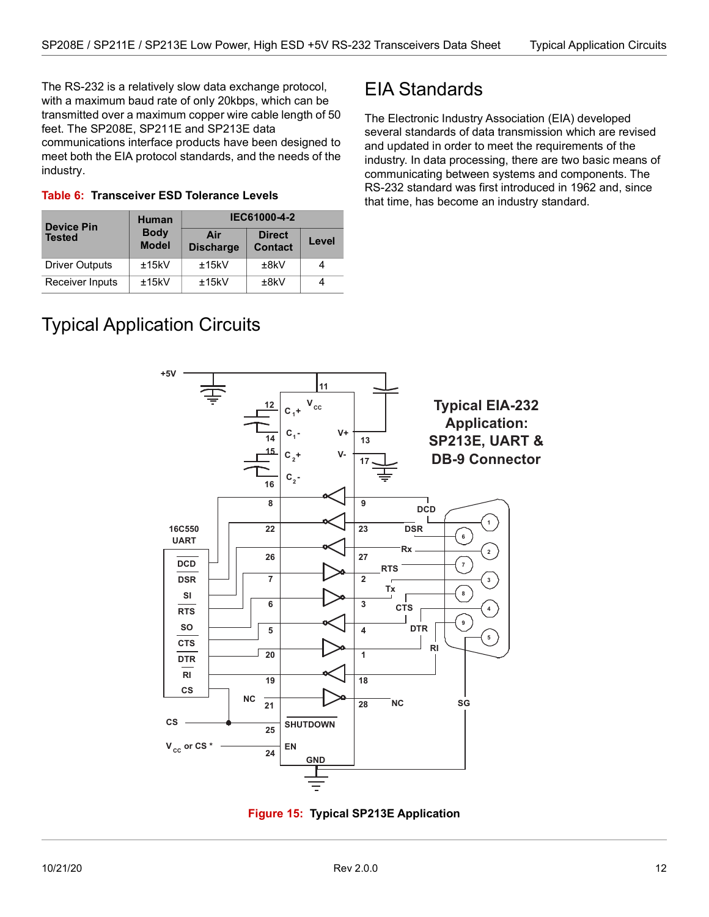The RS-232 is a relatively slow data exchange protocol, with a maximum baud rate of only 20kbps, which can be transmitted over a maximum copper wire cable length of 50 feet. The SP208E, SP211E and SP213E data communications interface products have been designed to meet both the EIA protocol standards, and the needs of the industry.

**Table 6: Transceiver ESD Tolerance Levels**

| Device Pin Tested | Human Body Model | IEC61000-4-2 | | |
|---|---|---|---|---|
| | | Air Discharge | Direct Contact | Level |
| Driver Outputs | ±15kV | ±15kV | ±8kV | 4 |
| Receiver Inputs | ±15kV | ±15kV | ±8kV | 4 |

## EIA Standards

The Electronic Industry Association (EIA) developed several standards of data transmission which are revised and updated in order to meet the requirements of the industry. In data processing, there are two basic means of communicating between systems and components. The RS-232 standard was first introduced in 1962 and, since that time, has become an industry standard.

# Typical Application Circuits

**Figure 15: Typical SP213E Application**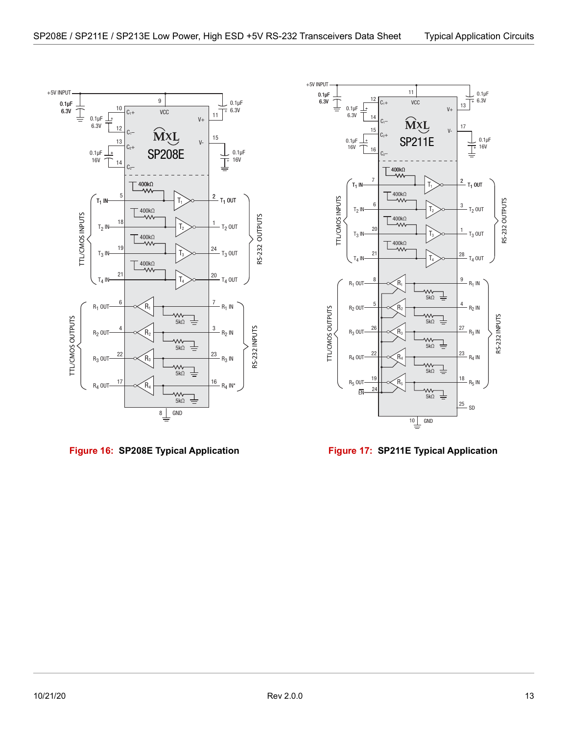Figure 16: SP208E Typical Application

Figure 17: SP211E Typical Application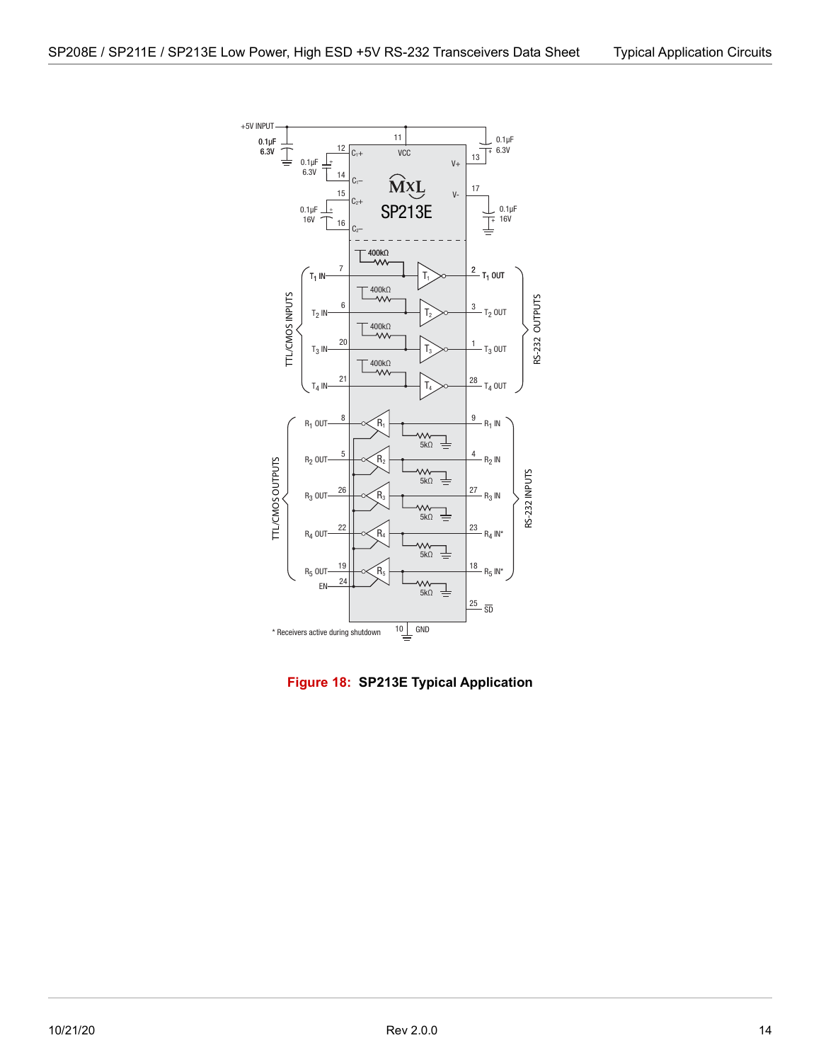* Receivers active during shutdown

**Figure 18: SP213E Typical Application**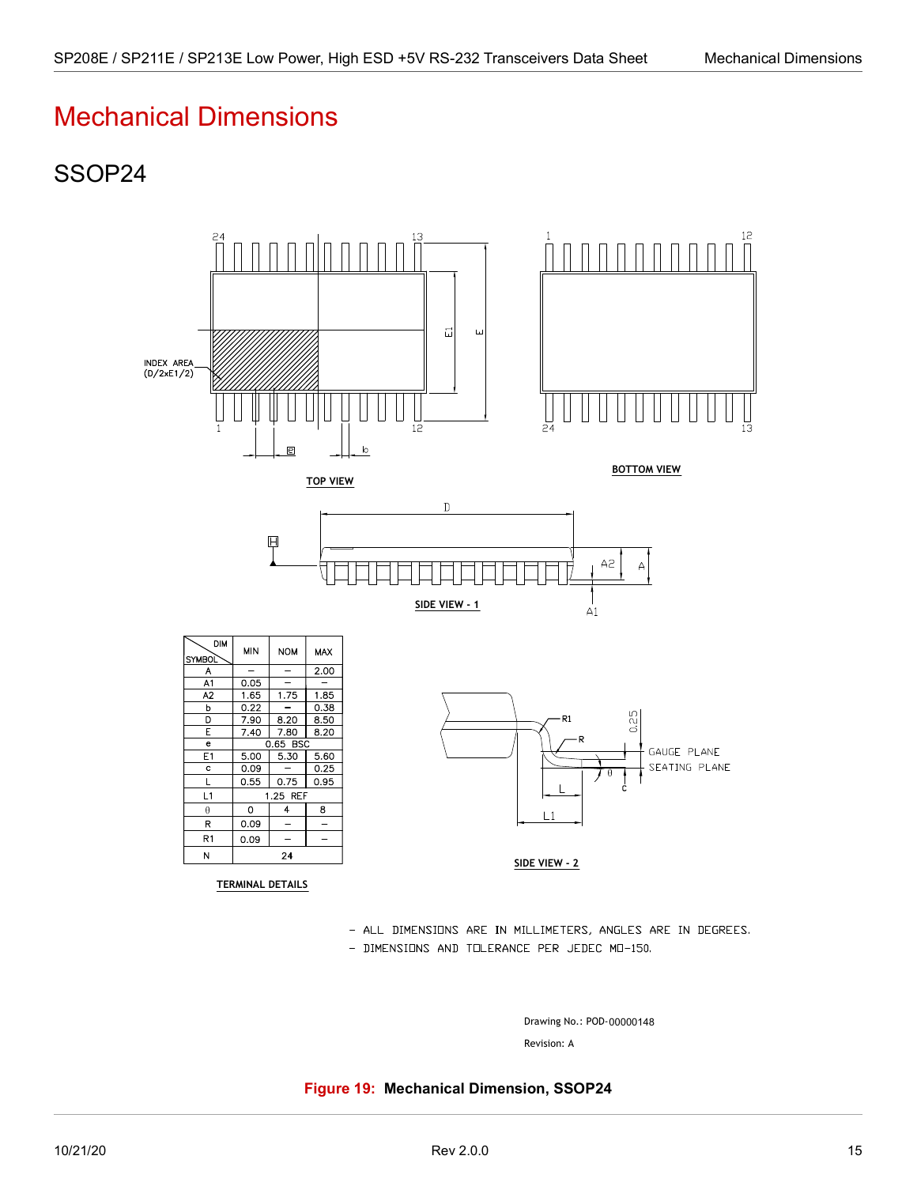# Mechanical Dimensions

## SSOP24

INDEX AREA (D/2xE1/2)

TOP VIEW

BOTTOM VIEW

SIDE VIEW - 1

| DIM SYMBOL | MIN | NOM | MAX |
|---|---|---|---|
| A | – | – | 2.00 |
| A1 | 0.05 | – | – |
| A2 | 1.65 | 1.75 | 1.85 |
| b | 0.22 | – | 0.38 |
| D | 7.90 | 8.20 | 8.50 |
| E | 7.40 | 7.80 | 8.20 |
| e | | 0.65 BSC | |
| E1 | 5.00 | 5.30 | 5.60 |
| c | 0.09 | – | 0.25 |
| L | 0.55 | 0.75 | 0.95 |
| L1 | | 1.25 REF | |
| θ | 0 | 4 | 8 |
| R | 0.09 | – | – |
| R1 | 0.09 | – | – |
| N | | 24 | |

TERMINAL DETAILS

SIDE VIEW - 2

- ALL DIMENSIONS ARE IN MILLIMETERS, ANGLES ARE IN DEGREES.
- DIMENSIONS AND TOLERANCE PER JEDEC MO-150.

Drawing No.: POD-00000148

Revision: A

**Figure 19: Mechanical Dimension, SSOP24**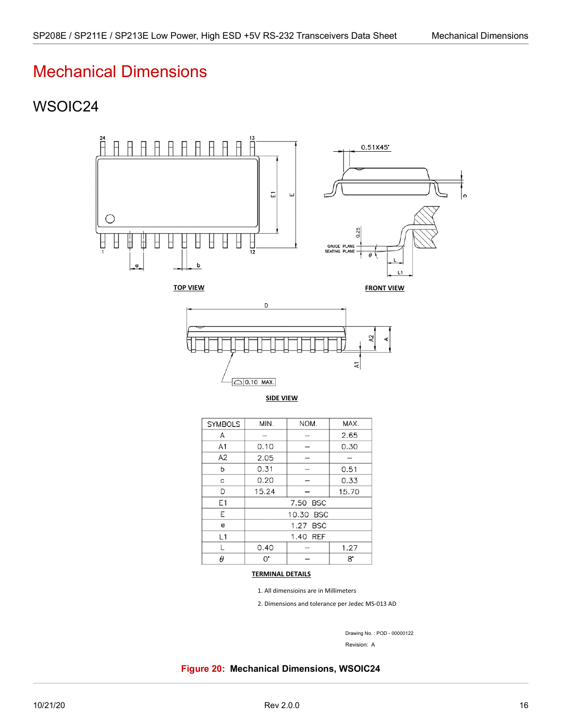# Mechanical Dimensions

## WSOIC24

TOP VIEW

FRONT VIEW

SIDE VIEW

| SYMBOLS | MIN. | NOM. | MAX. |
|---|---|---|---|
| A | – | – | 2.65 |
| A1 | 0.10 | – | 0.30 |
| A2 | 2.05 | – | – |
| b | 0.31 | – | 0.51 |
| c | 0.20 | – | 0.33 |
| D | 15.24 | – | 15.70 |
| E1 | 7.50 BSC | | |
| E | 10.30 BSC | | |
| e | 1.27 BSC | | |
| L1 | 1.40 REF | | |
| L | 0.40 | – | 1.27 |
| $\theta$ | 0° | – | 8° |

TERMINAL DETAILS

1. All dimensioins are in Millimeters
2. Dimensions and tolerance per Jedec MS-013 AD

Drawing No. : POD - 00000122

Revision: A

**Figure 20: Mechanical Dimensions, WSOIC24**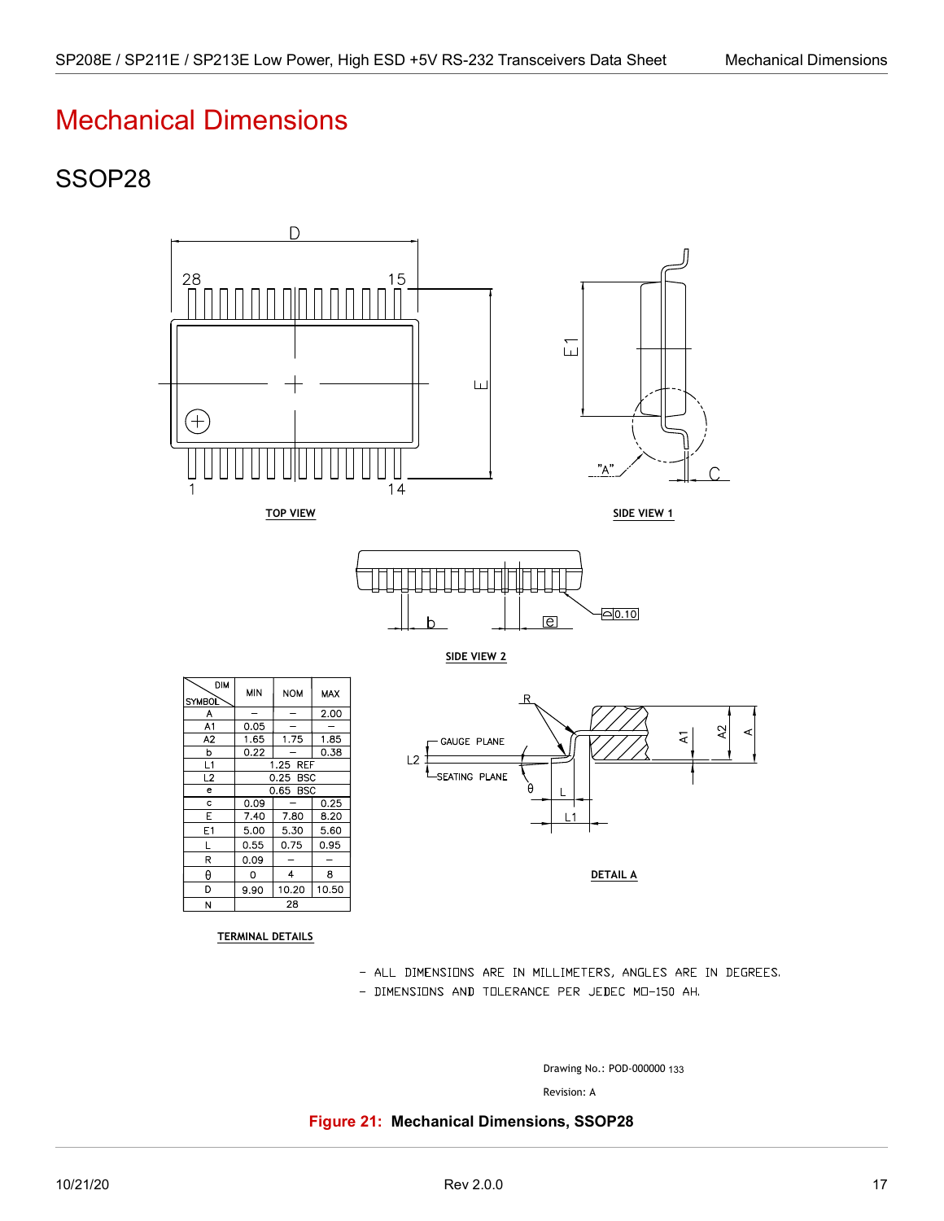# Mechanical Dimensions

## SSOP28

TOP VIEW

SIDE VIEW 1

SIDE VIEW 2

| DIM / SYMBOL | MIN | NOM | MAX |
|---|---|---|---|
| A | – | – | 2.00 |
| A1 | 0.05 | – | – |
| A2 | 1.65 | 1.75 | 1.85 |
| b | 0.22 | – | 0.38 |
| L1 | 1.25 REF | | |
| L2 | 0.25 BSC | | |
| e | 0.65 BSC | | |
| c | 0.09 | – | 0.25 |
| E | 7.40 | 7.80 | 8.20 |
| E1 | 5.00 | 5.30 | 5.60 |
| L | 0.55 | 0.75 | 0.95 |
| R | 0.09 | – | – |
| θ | 0 | 4 | 8 |
| D | 9.90 | 10.20 | 10.50 |
| N | 28 | | |

TERMINAL DETAILS

DETAIL A

- ALL DIMENSIONS ARE IN MILLIMETERS, ANGLES ARE IN DEGREES.
- DIMENSIONS AND TOLERANCE PER JEDEC MO-150 AH.

Drawing No.: POD-000000 133

Revision: A

**Figure 21: Mechanical Dimensions, SSOP28**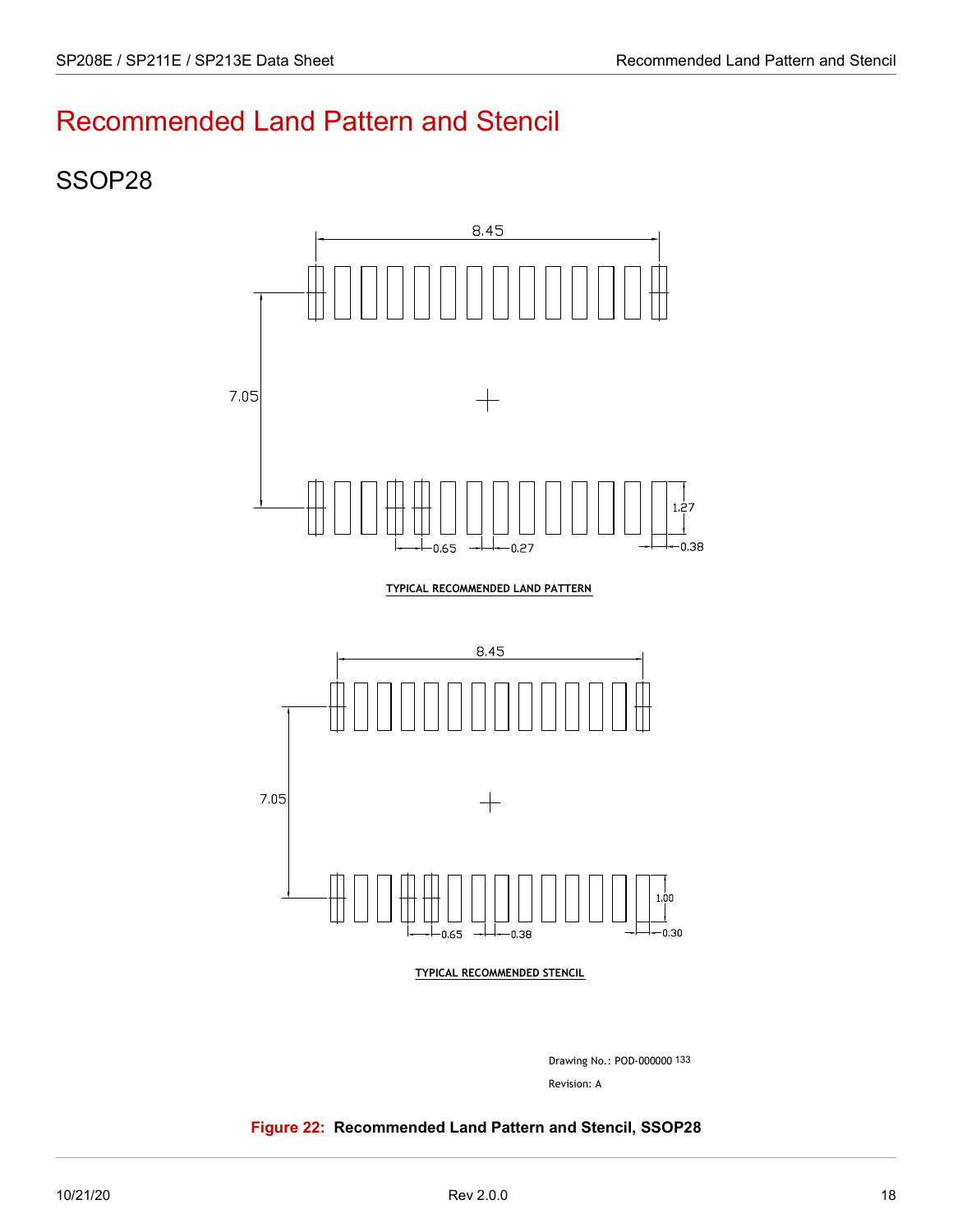# Recommended Land Pattern and Stencil

## SSOP28

8.45

7.05

1.27

0.65 0.27 0.38

TYPICAL RECOMMENDED LAND PATTERN

8.45

7.05

1.00

0.65 0.38 0.30

TYPICAL RECOMMENDED STENCIL

Drawing No.: POD-000000 133

Revision: A

**Figure 22: Recommended Land Pattern and Stencil, SSOP28**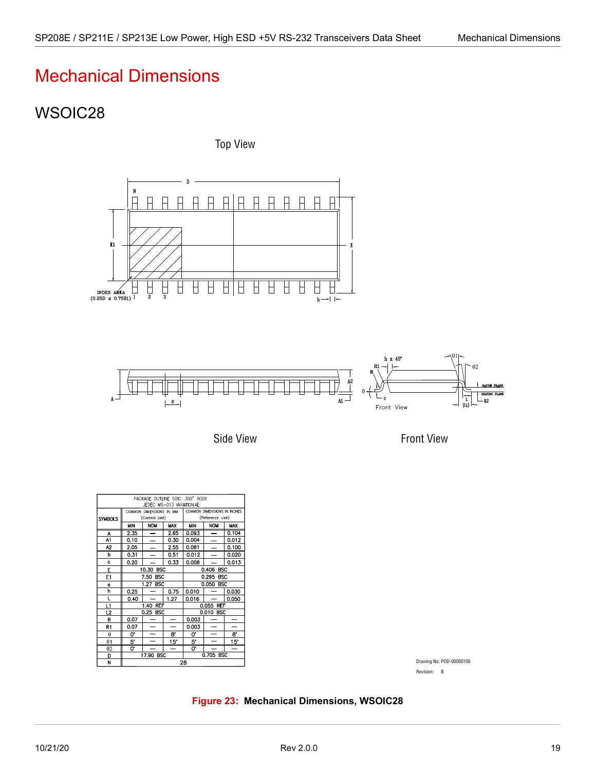# Mechanical Dimensions

## WSOIC28

Top View

Side View

Front View

| SYMBOLS | PACKAGE OUTLINE SOIC .300" BODY JEDEC MS-013 VARIATION AE | | | | | |
|---|---|---|---|---|---|---|
| | COMMON DIMENSIONS IN MM (Control Unit) | | | COMMON DIMENSIONS IN INCHES (Reference Unit) | | |
| | MIN | NOM | MAX | MIN | NOM | MAX |
| A | 2.35 | — | 2.65 | 0.093 | — | 0.104 |
| A1 | 0.10 | — | 0.30 | 0.004 | — | 0.012 |
| A2 | 2.05 | — | 2.55 | 0.081 | — | 0.100 |
| b | 0.31 | — | 0.51 | 0.012 | — | 0.020 |
| c | 0.20 | — | 0.33 | 0.008 | — | 0.013 |
| E | 10.30 BSC | | | 0.406 BSC | | |
| E1 | 7.50 BSC | | | 0.295 BSC | | |
| e | 1.27 BSC | | | 0.050 BSC | | |
| h | 0.25 | — | 0.75 | 0.010 | — | 0.030 |
| L | 0.40 | — | 1.27 | 0.016 | — | 0.050 |
| L1 | 1.40 REF | | | 0.055 REF | | |
| L2 | 0.25 BSC | | | 0.010 BSC | | |
| R | 0.07 | — | — | 0.003 | — | — |
| R1 | 0.07 | — | — | 0.003 | — | — |
| θ | 0° | — | 8° | 0° | — | 8° |
| θ1 | 5° | — | 15° | 5° | — | 15° |
| θ2 | 0° | — | — | 0° | — | — |
| D | 17.90 BSC | | | 0.705 BSC | | |
| N | 28 | | | | | |

Drawing No: POD-00000106

Revision: B

**Figure 23: Mechanical Dimensions, WSOIC28**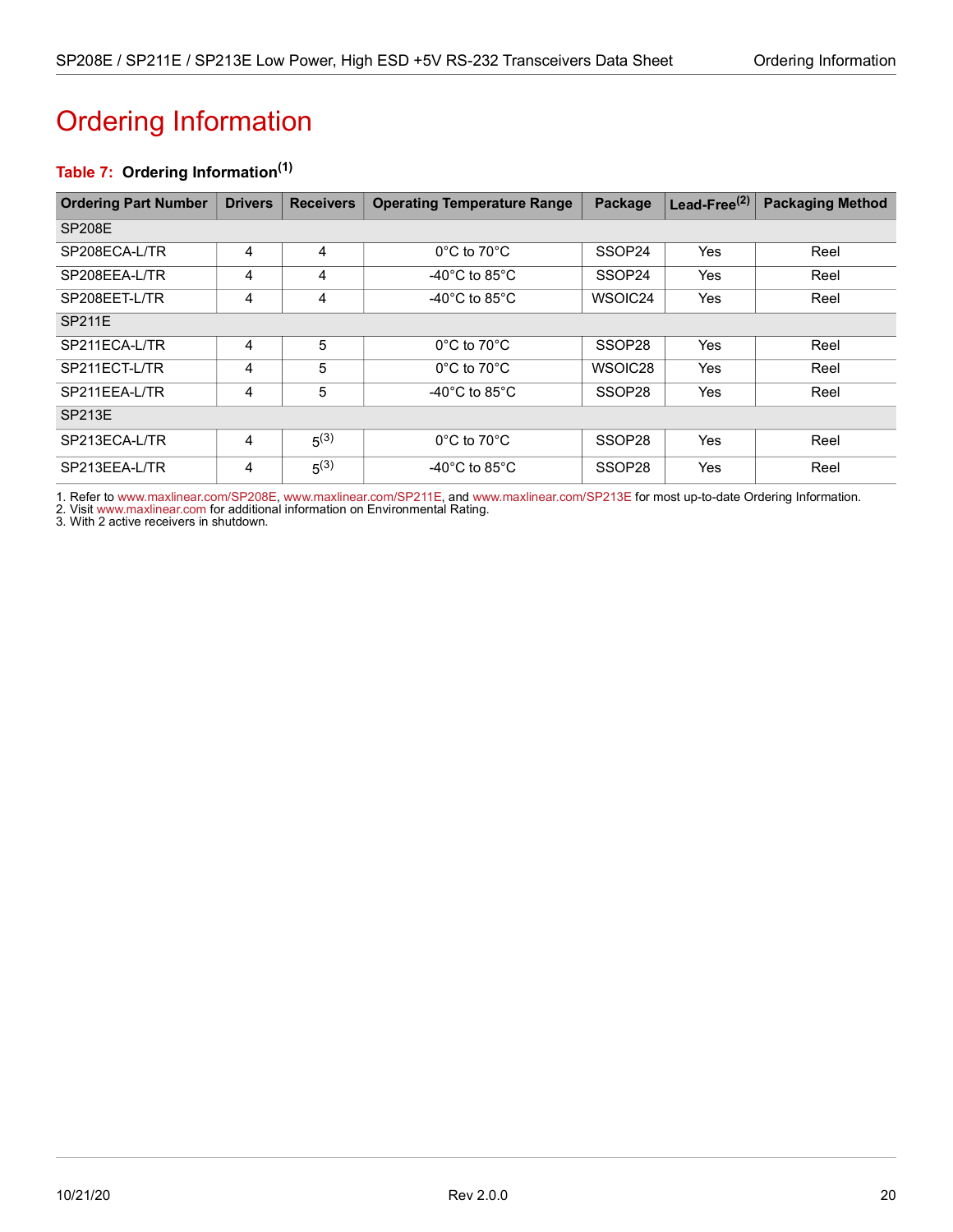# Ordering Information

**Table 7: Ordering Information[1]**

| Ordering Part Number | Drivers | Receivers | Operating Temperature Range | Package | Lead-Free[2] | Packaging Method |
|---|---|---|---|---|---|---|
| SP208E | | | | | | |
| SP208ECA-L/TR | 4 | 4 | 0°C to 70°C | SSOP24 | Yes | Reel |
| SP208EEA-L/TR | 4 | 4 | -40°C to 85°C | SSOP24 | Yes | Reel |
| SP208EET-L/TR | 4 | 4 | -40°C to 85°C | WSOIC24 | Yes | Reel |
| SP211E | | | | | | |
| SP211ECA-L/TR | 4 | 5 | 0°C to 70°C | SSOP28 | Yes | Reel |
| SP211ECT-L/TR | 4 | 5 | 0°C to 70°C | WSOIC28 | Yes | Reel |
| SP211EEA-L/TR | 4 | 5 | -40°C to 85°C | SSOP28 | Yes | Reel |
| SP213E | | | | | | |
| SP213ECA-L/TR | 4 | 5[3] | 0°C to 70°C | SSOP28 | Yes | Reel |
| SP213EEA-L/TR | 4 | 5[3] | -40°C to 85°C | SSOP28 | Yes | Reel |

1. Refer to www.maxlinear.com/SP208E, www.maxlinear.com/SP211E, and www.maxlinear.com/SP213E for most up-to-date Ordering Information.
2. Visit www.maxlinear.com for additional information on Environmental Rating.
3. With 2 active receivers in shutdown.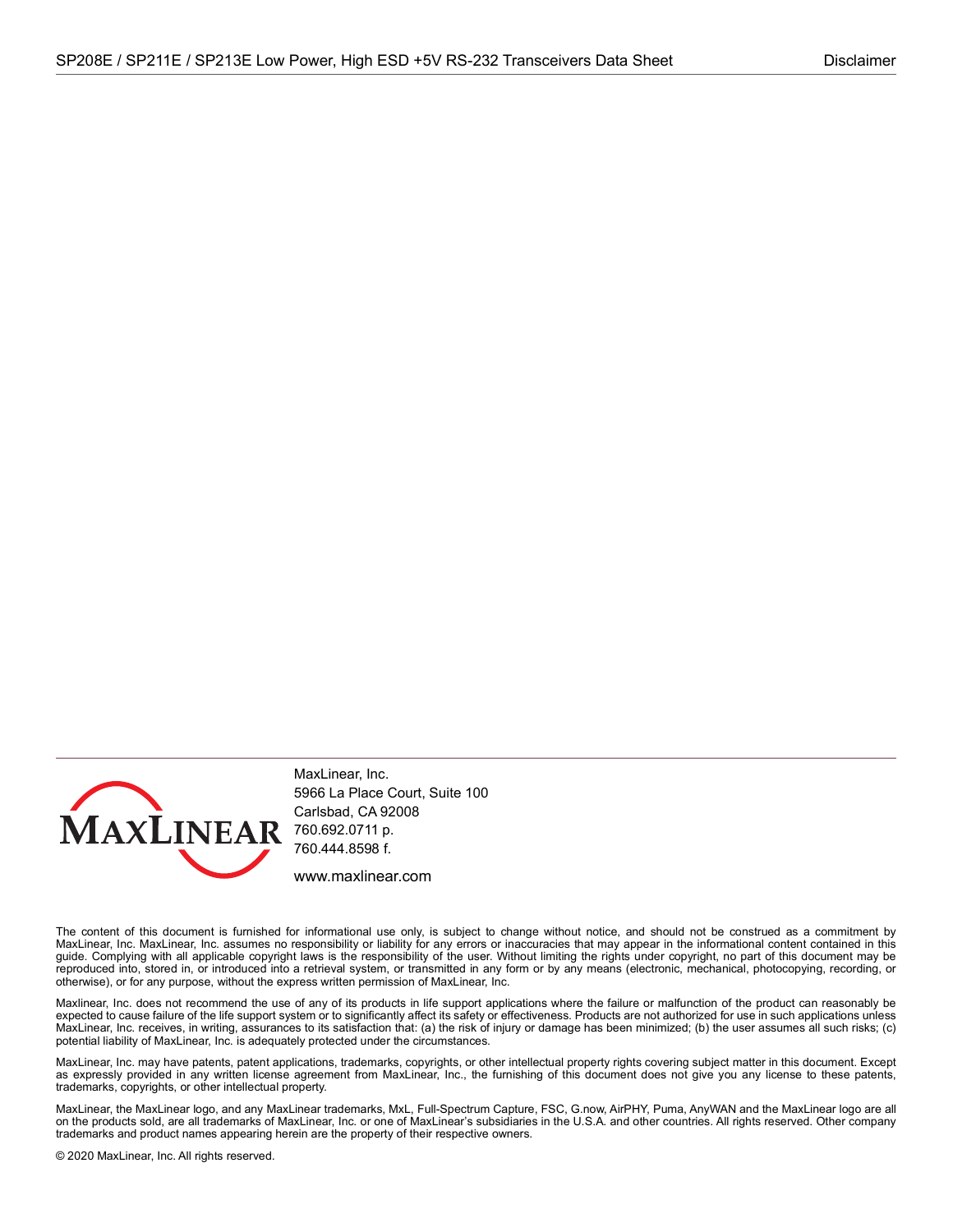MaxLinear, Inc.
5966 La Place Court, Suite 100
Carlsbad, CA 92008
760.692.0711 p.
760.444.8598 f.

www.maxlinear.com

The content of this document is furnished for informational use only, is subject to change without notice, and should not be construed as a commitment by MaxLinear, Inc. MaxLinear, Inc. assumes no responsibility or liability for any errors or inaccuracies that may appear in the informational content contained in this guide. Complying with all applicable copyright laws is the responsibility of the user. Without limiting the rights under copyright, no part of this document may be reproduced into, stored in, or introduced into a retrieval system, or transmitted in any form or by any means (electronic, mechanical, photocopying, recording, or otherwise), or for any purpose, without the express written permission of MaxLinear, Inc.

Maxlinear, Inc. does not recommend the use of any of its products in life support applications where the failure or malfunction of the product can reasonably be expected to cause failure of the life support system or to significantly affect its safety or effectiveness. Products are not authorized for use in such applications unless MaxLinear, Inc. receives, in writing, assurances to its satisfaction that: (a) the risk of injury or damage has been minimized; (b) the user assumes all such risks; (c) potential liability of MaxLinear, Inc. is adequately protected under the circumstances.

MaxLinear, Inc. may have patents, patent applications, trademarks, copyrights, or other intellectual property rights covering subject matter in this document. Except as expressly provided in any written license agreement from MaxLinear, Inc., the furnishing of this document does not give you any license to these patents, trademarks, copyrights, or other intellectual property.

MaxLinear, the MaxLinear logo, and any MaxLinear trademarks, MxL, Full-Spectrum Capture, FSC, G.now, AirPHY, Puma, AnyWAN and the MaxLinear logo are all on the products sold, are all trademarks of MaxLinear, Inc. or one of MaxLinear's subsidiaries in the U.S.A. and other countries. All rights reserved. Other company trademarks and product names appearing herein are the property of their respective owners.

© 2020 MaxLinear, Inc. All rights reserved.